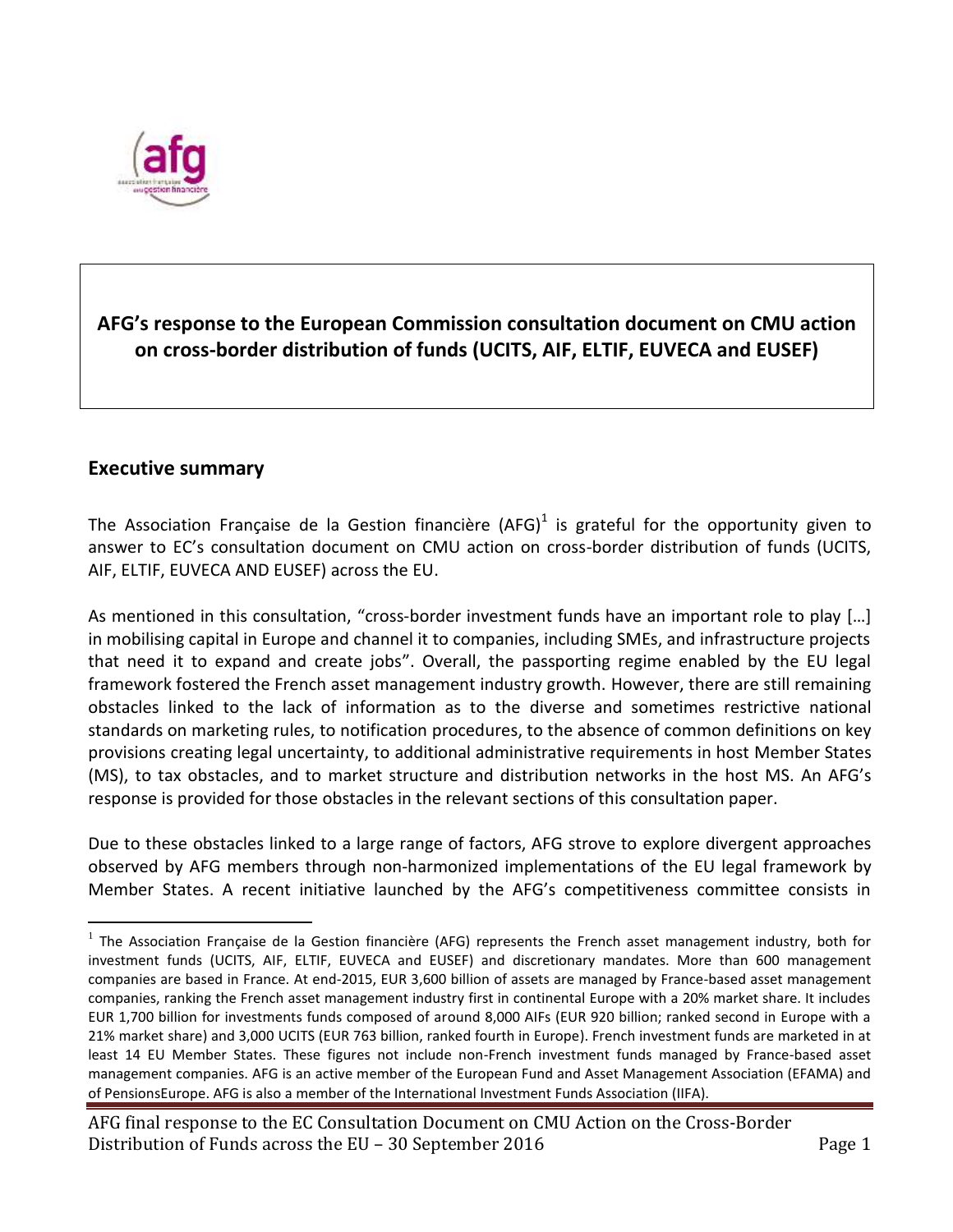**AFG's response to the European Commission consultation document on CMU action on cross-border distribution of funds (UCITS, AIF, ELTIF, EUVECA and EUSEF)**

## Executive summary

The Association Française de la Gestion financière (AFG)[1] is grateful for the opportunity given to answer to EC's consultation document on CMU action on cross-border distribution of funds (UCITS, AIF, ELTIF, EUVECA AND EUSEF) across the EU.

As mentioned in this consultation, "cross-border investment funds have an important role to play […] in mobilising capital in Europe and channel it to companies, including SMEs, and infrastructure projects that need it to expand and create jobs". Overall, the passporting regime enabled by the EU legal framework fostered the French asset management industry growth. However, there are still remaining obstacles linked to the lack of information as to the diverse and sometimes restrictive national standards on marketing rules, to notification procedures, to the absence of common definitions on key provisions creating legal uncertainty, to additional administrative requirements in host Member States (MS), to tax obstacles, and to market structure and distribution networks in the host MS. An AFG's response is provided for those obstacles in the relevant sections of this consultation paper.

Due to these obstacles linked to a large range of factors, AFG strove to explore divergent approaches observed by AFG members through non-harmonized implementations of the EU legal framework by Member States. A recent initiative launched by the AFG's competitiveness committee consists in

---

[1] The Association Française de la Gestion financière (AFG) represents the French asset management industry, both for investment funds (UCITS, AIF, ELTIF, EUVECA and EUSEF) and discretionary mandates. More than 600 management companies are based in France. At end-2015, EUR 3,600 billion of assets are managed by France-based asset management companies, ranking the French asset management industry first in continental Europe with a 20% market share. It includes EUR 1,700 billion for investments funds composed of around 8,000 AIFs (EUR 920 billion; ranked second in Europe with a 21% market share) and 3,000 UCITS (EUR 763 billion, ranked fourth in Europe). French investment funds are marketed in at least 14 EU Member States. These figures not include non-French investment funds managed by France-based asset management companies. AFG is an active member of the European Fund and Asset Management Association (EFAMA) and of PensionsEurope. AFG is also a member of the International Investment Funds Association (IIFA).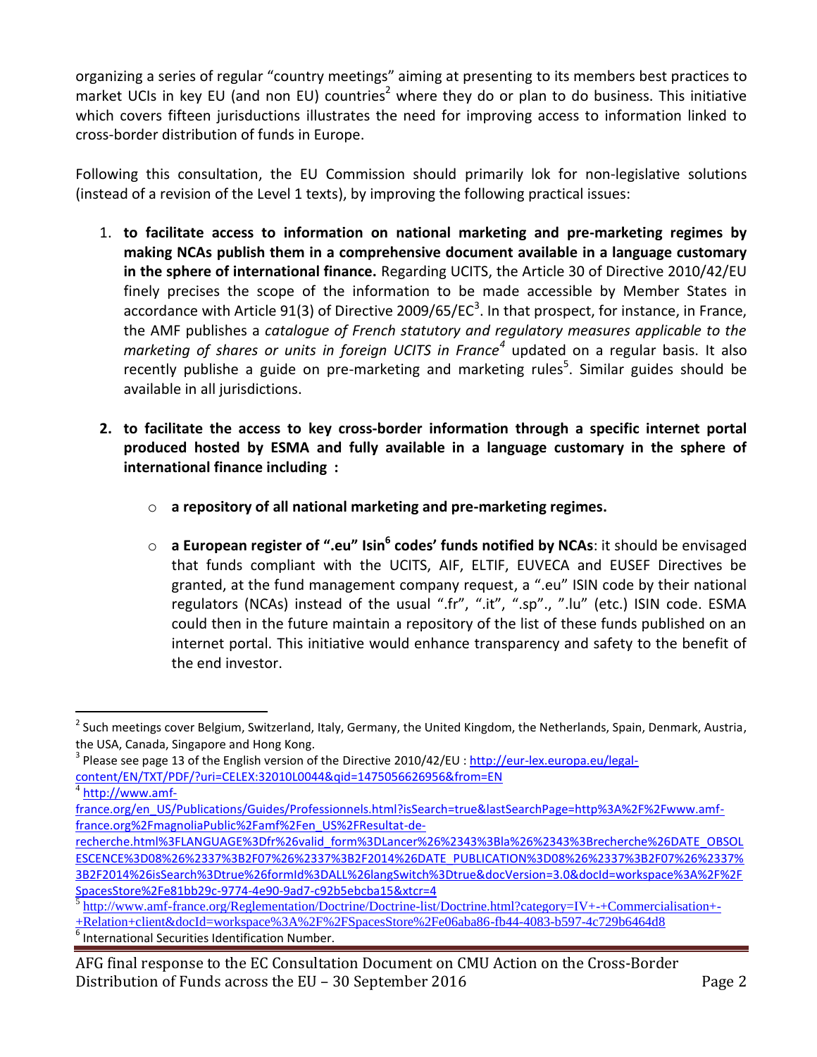organizing a series of regular "country meetings" aiming at presenting to its members best practices to market UCIs in key EU (and non EU) countries[2] where they do or plan to do business. This initiative which covers fifteen jurisdictions illustrates the need for improving access to information linked to cross-border distribution of funds in Europe.

Following this consultation, the EU Commission should primarily lok for non-legislative solutions (instead of a revision of the Level 1 texts), by improving the following practical issues:

1. **to facilitate access to information on national marketing and pre-marketing regimes by making NCAs publish them in a comprehensive document available in a language customary in the sphere of international finance.** Regarding UCITS, the Article 30 of Directive 2010/42/EU finely precises the scope of the information to be made accessible by Member States in accordance with Article 91(3) of Directive 2009/65/EC[3]. In that prospect, for instance, in France, the AMF publishes a *catalogue of French statutory and regulatory measures applicable to the marketing of shares or units in foreign UCITS in France*[4] updated on a regular basis. It also recently publishe a guide on pre-marketing and marketing rules[5]. Similar guides should be available in all jurisdictions.

2. **to facilitate the access to key cross-border information through a specific internet portal produced hosted by ESMA and fully available in a language customary in the sphere of international finance including :**

   - **a repository of all national marketing and pre-marketing regimes.**
   - **a European register of ".eu" Isin[6] codes' funds notified by NCAs**: it should be envisaged that funds compliant with the UCITS, AIF, ELTIF, EUVECA and EUSEF Directives be granted, at the fund management company request, a ".eu" ISIN code by their national regulators (NCAs) instead of the usual ".fr", ".it", ".sp"., ".lu" (etc.) ISIN code. ESMA could then in the future maintain a repository of the list of these funds published on an internet portal. This initiative would enhance transparency and safety to the benefit of the end investor.

---

[2] Such meetings cover Belgium, Switzerland, Italy, Germany, the United Kingdom, the Netherlands, Spain, Denmark, Austria, the USA, Canada, Singapore and Hong Kong.

[3] Please see page 13 of the English version of the Directive 2010/42/EU : http://eur-lex.europa.eu/legal-content/EN/TXT/PDF/?uri=CELEX:32010L0044&qid=1475056626956&from=EN

[4] http://www.amf-france.org/en_US/Publications/Guides/Professionnels.html?isSearch=true&lastSearchPage=http%3A%2F%2Fwww.amf-france.org%2FmagnoliaPublic%2Famf%2Fen_US%2FResultat-de-recherche.html%3FLANGUAGE%3Dfr%26valid_form%3DLancer%26%2343%3Bla%26%2343%3Brecherche%26DATE_OBSOLESCENCE%3D08%26%2337%3B2F07%26%2337%3B2F2014%26DATE_PUBLICATION%3D08%26%2337%3B2F07%26%2337%3B2F2014%26isSearch%3Dtrue%26formId%3DALL%26langSwitch%3Dtrue&docVersion=3.0&docId=workspace%3A%2F%2FSpacesStore%2Fe81bb29c-9774-4e90-9ad7-c92b5ebcba15&xtcr=4

[5] http://www.amf-france.org/Reglementation/Doctrine/Doctrine-list/Doctrine.html?category=IV+-+Commercialisation+-+Relation+client&docId=workspace%3A%2F%2FSpacesStore%2Fe06aba86-fb44-4083-b597-4c729b6464d8

[6] International Securities Identification Number.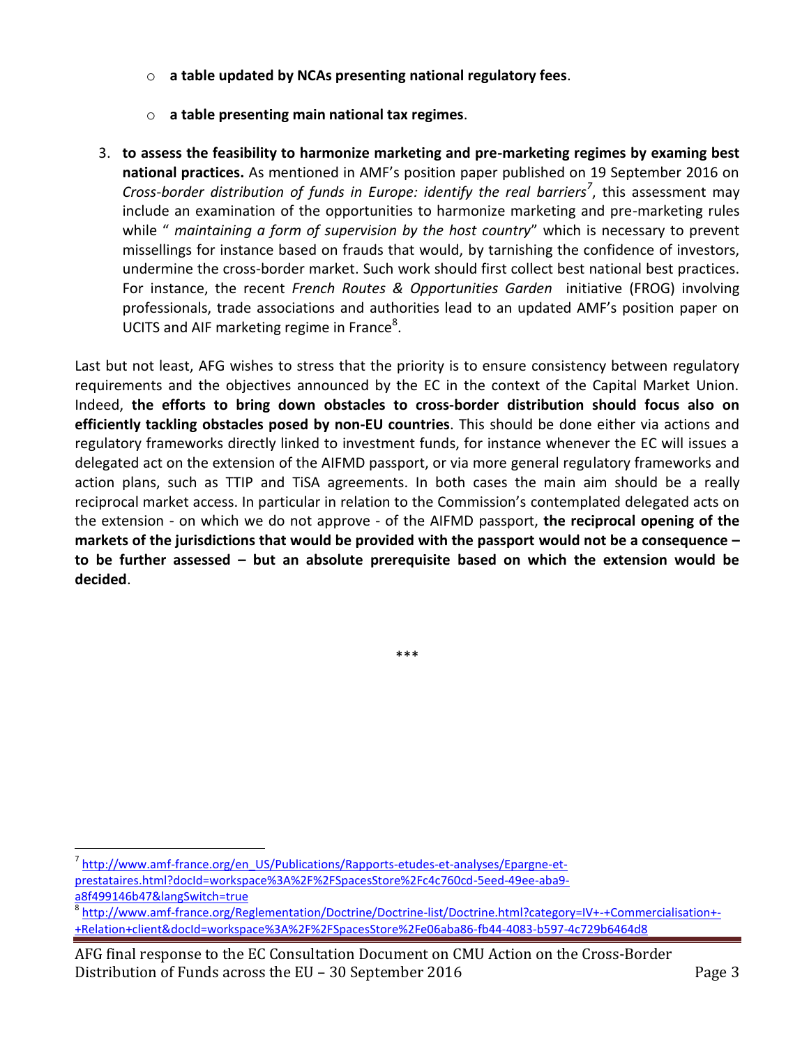- **a table updated by NCAs presenting national regulatory fees**.
- **a table presenting main national tax regimes**.

3. **to assess the feasibility to harmonize marketing and pre-marketing regimes by examing best national practices.** As mentioned in AMF's position paper published on 19 September 2016 on *Cross-border distribution of funds in Europe: identify the real barriers*[7], this assessment may include an examination of the opportunities to harmonize marketing and pre-marketing rules while " *maintaining a form of supervision by the host country*" which is necessary to prevent missellings for instance based on frauds that would, by tarnishing the confidence of investors, undermine the cross-border market. Such work should first collect best national best practices. For instance, the recent *French Routes & Opportunities Garden* initiative (FROG) involving professionals, trade associations and authorities lead to an updated AMF's position paper on UCITS and AIF marketing regime in France[8].

Last but not least, AFG wishes to stress that the priority is to ensure consistency between regulatory requirements and the objectives announced by the EC in the context of the Capital Market Union. Indeed, **the efforts to bring down obstacles to cross-border distribution should focus also on efficiently tackling obstacles posed by non-EU countries**. This should be done either via actions and regulatory frameworks directly linked to investment funds, for instance whenever the EC will issues a delegated act on the extension of the AIFMD passport, or via more general regulatory frameworks and action plans, such as TTIP and TiSA agreements. In both cases the main aim should be a really reciprocal market access. In particular in relation to the Commission's contemplated delegated acts on the extension - on which we do not approve - of the AIFMD passport, **the reciprocal opening of the markets of the jurisdictions that would be provided with the passport would not be a consequence – to be further assessed – but an absolute prerequisite based on which the extension would be decided**.

\*\*\*

[7] http://www.amf-france.org/en_US/Publications/Rapports-etudes-et-analyses/Epargne-et-prestataires.html?docId=workspace%3A%2F%2FSpacesStore%2Fc4c760cd-5eed-49ee-aba9-a8f499146b47&langSwitch=true

[8] http://www.amf-france.org/Reglementation/Doctrine/Doctrine-list/Doctrine.html?category=IV+-+Commercialisation+-+Relation+client&docId=workspace%3A%2F%2FSpacesStore%2Fe06aba86-fb44-4083-b597-4c729b6464d8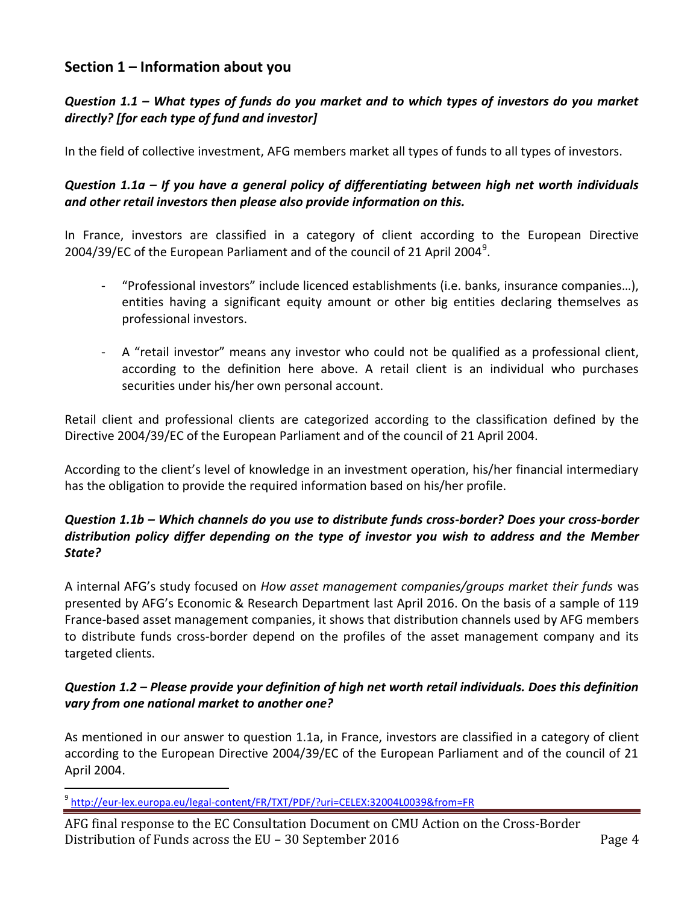## Section 1 – Information about you

### *Question 1.1 – What types of funds do you market and to which types of investors do you market directly? [for each type of fund and investor]*

In the field of collective investment, AFG members market all types of funds to all types of investors.

### *Question 1.1a – If you have a general policy of differentiating between high net worth individuals and other retail investors then please also provide information on this.*

In France, investors are classified in a category of client according to the European Directive 2004/39/EC of the European Parliament and of the council of 21 April 2004[9].

- "Professional investors" include licenced establishments (i.e. banks, insurance companies…), entities having a significant equity amount or other big entities declaring themselves as professional investors.

- A "retail investor" means any investor who could not be qualified as a professional client, according to the definition here above. A retail client is an individual who purchases securities under his/her own personal account.

Retail client and professional clients are categorized according to the classification defined by the Directive 2004/39/EC of the European Parliament and of the council of 21 April 2004.

According to the client's level of knowledge in an investment operation, his/her financial intermediary has the obligation to provide the required information based on his/her profile.

### *Question 1.1b – Which channels do you use to distribute funds cross-border? Does your cross-border distribution policy differ depending on the type of investor you wish to address and the Member State?*

A internal AFG's study focused on *How asset management companies/groups market their funds* was presented by AFG's Economic & Research Department last April 2016. On the basis of a sample of 119 France-based asset management companies, it shows that distribution channels used by AFG members to distribute funds cross-border depend on the profiles of the asset management company and its targeted clients.

### *Question 1.2 – Please provide your definition of high net worth retail individuals. Does this definition vary from one national market to another one?*

As mentioned in our answer to question 1.1a, in France, investors are classified in a category of client according to the European Directive 2004/39/EC of the European Parliament and of the council of 21 April 2004.

[9] http://eur-lex.europa.eu/legal-content/FR/TXT/PDF/?uri=CELEX:32004L0039&from=FR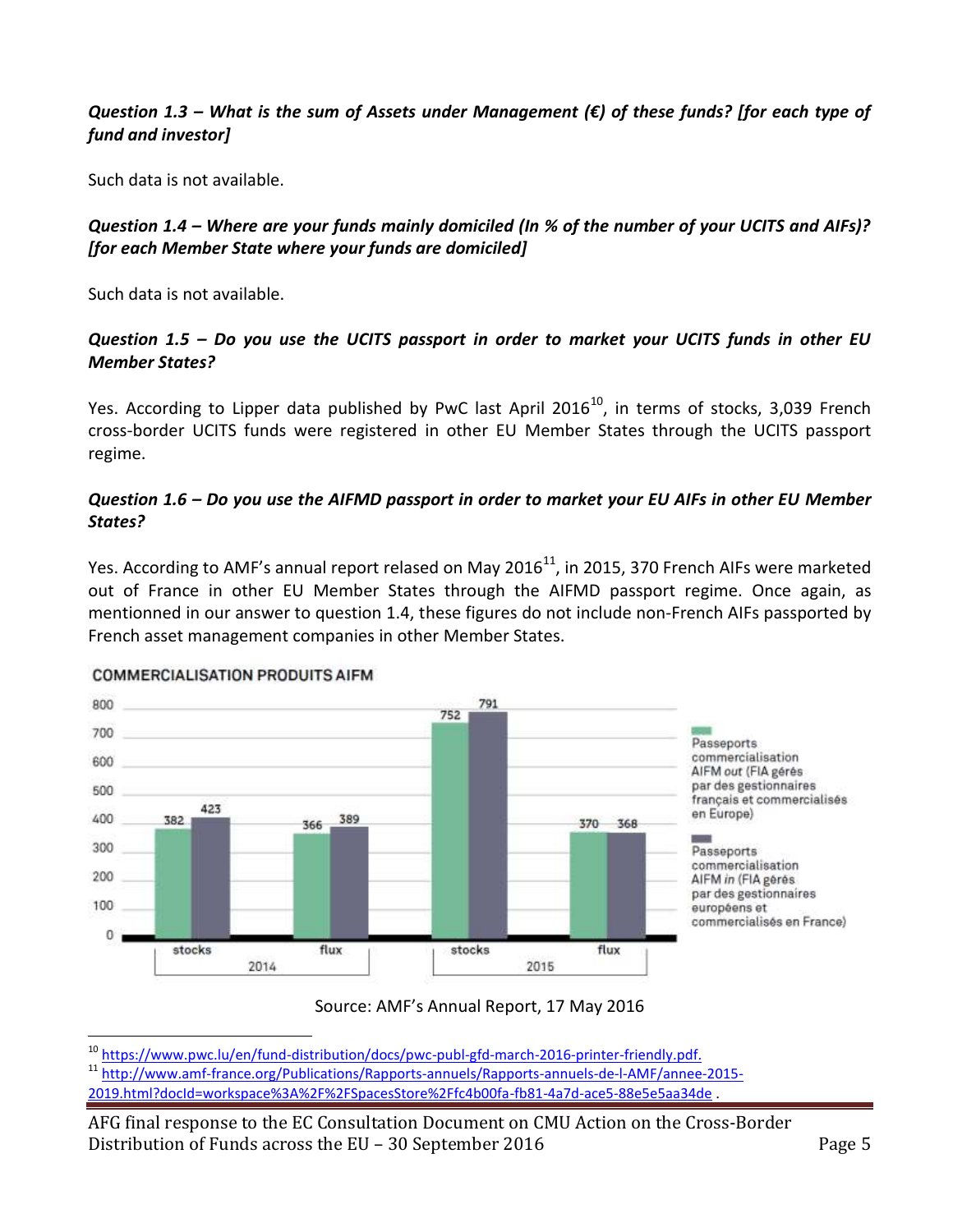***Question 1.3 – What is the sum of Assets under Management (€) of these funds? [for each type of fund and investor]***

Such data is not available.

***Question 1.4 – Where are your funds mainly domiciled (In % of the number of your UCITS and AIFs)? [for each Member State where your funds are domiciled]***

Such data is not available.

***Question 1.5 – Do you use the UCITS passport in order to market your UCITS funds in other EU Member States?***

Yes. According to Lipper data published by PwC last April 2016[10], in terms of stocks, 3,039 French cross-border UCITS funds were registered in other EU Member States through the UCITS passport regime.

***Question 1.6 – Do you use the AIFMD passport in order to market your EU AIFs in other EU Member States?***

Yes. According to AMF's annual report relased on May 2016[11], in 2015, 370 French AIFs were marketed out of France in other EU Member States through the AIFMD passport regime. Once again, as mentionned in our answer to question 1.4, these figures do not include non-French AIFs passported by French asset management companies in other Member States.

COMMERCIALISATION PRODUITS AIFM

| | 2014 stocks | 2014 flux | 2015 stocks | 2015 flux |
|---|---|---|---|---|
| Passeports commercialisation AIFM *out* (FIA gérés par des gestionnaires français et commercialisés en Europe) | 382 | 366 | 752 | 370 |
| Passeports commercialisation AIFM *in* (FIA gérés par des gestionnaires européens et commercialisés en France) | 423 | 389 | 791 | 368 |

Source: AMF's Annual Report, 17 May 2016

---

[10] https://www.pwc.lu/en/fund-distribution/docs/pwc-publ-gfd-march-2016-printer-friendly.pdf.

[11] http://www.amf-france.org/Publications/Rapports-annuels/Rapports-annuels-de-l-AMF/annee-2015-2019.html?docId=workspace%3A%2F%2FSpacesStore%2Ffc4b00fa-fb81-4a7d-ace5-88e5e5aa34de .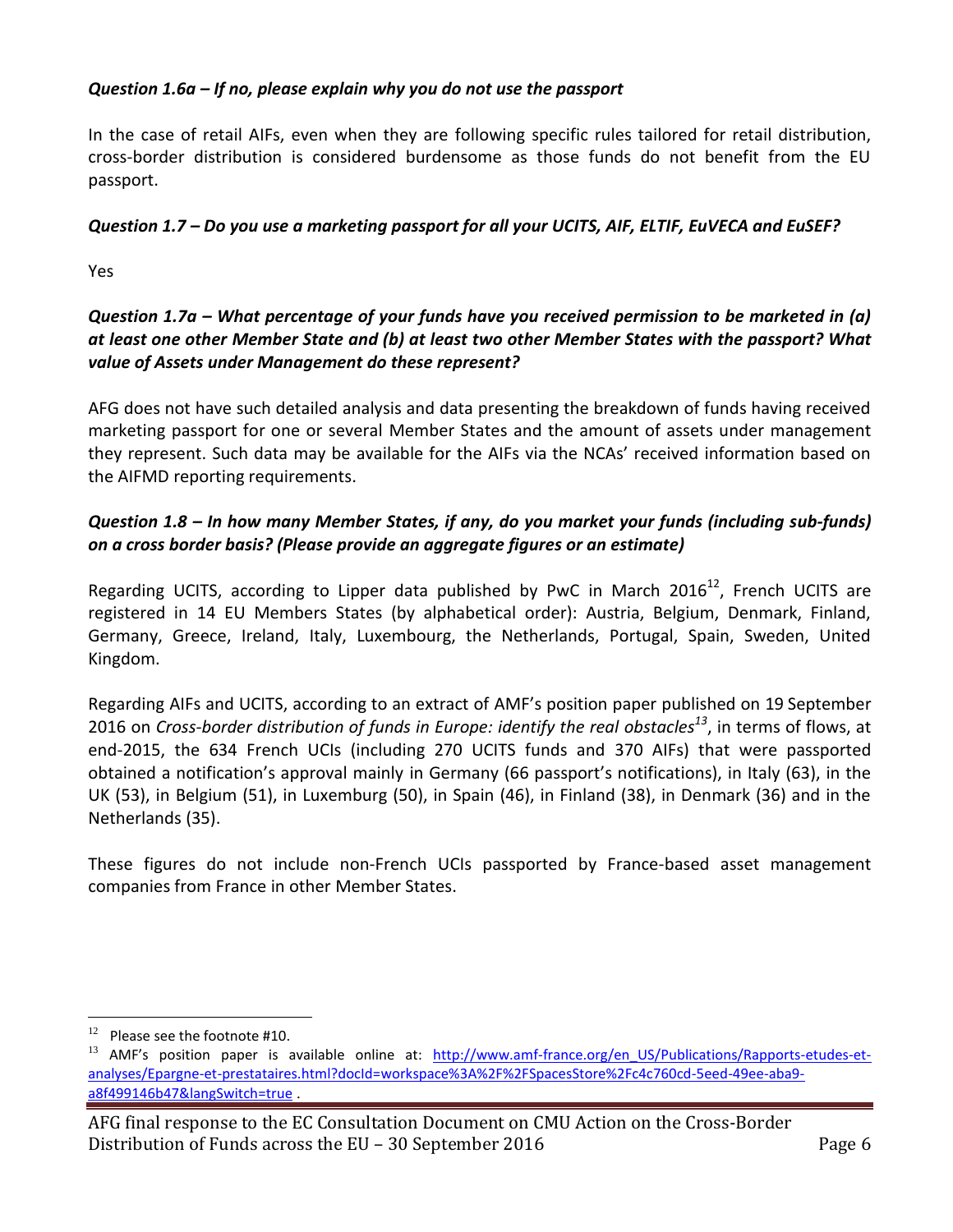***Question 1.6a – If no, please explain why you do not use the passport***

In the case of retail AIFs, even when they are following specific rules tailored for retail distribution, cross-border distribution is considered burdensome as those funds do not benefit from the EU passport.

***Question 1.7 – Do you use a marketing passport for all your UCITS, AIF, ELTIF, EuVECA and EuSEF?***

Yes

***Question 1.7a – What percentage of your funds have you received permission to be marketed in (a) at least one other Member State and (b) at least two other Member States with the passport? What value of Assets under Management do these represent?***

AFG does not have such detailed analysis and data presenting the breakdown of funds having received marketing passport for one or several Member States and the amount of assets under management they represent. Such data may be available for the AIFs via the NCAs' received information based on the AIFMD reporting requirements.

***Question 1.8 – In how many Member States, if any, do you market your funds (including sub-funds) on a cross border basis? (Please provide an aggregate figures or an estimate)***

Regarding UCITS, according to Lipper data published by PwC in March 2016[12], French UCITS are registered in 14 EU Members States (by alphabetical order): Austria, Belgium, Denmark, Finland, Germany, Greece, Ireland, Italy, Luxembourg, the Netherlands, Portugal, Spain, Sweden, United Kingdom.

Regarding AIFs and UCITS, according to an extract of AMF's position paper published on 19 September 2016 on *Cross-border distribution of funds in Europe: identify the real obstacles*[13], in terms of flows, at end-2015, the 634 French UCIs (including 270 UCITS funds and 370 AIFs) that were passported obtained a notification's approval mainly in Germany (66 passport's notifications), in Italy (63), in the UK (53), in Belgium (51), in Luxemburg (50), in Spain (46), in Finland (38), in Denmark (36) and in the Netherlands (35).

These figures do not include non-French UCIs passported by France-based asset management companies from France in other Member States.

---

[12] Please see the footnote #10.

[13] AMF's position paper is available online at: [http://www.amf-france.org/en_US/Publications/Rapports-etudes-et-analyses/Epargne-et-prestataires.html?docId=workspace%3A%2F%2FSpacesStore%2Fc4c760cd-5eed-49ee-aba9-a8f499146b47&langSwitch=true](http://www.amf-france.org/en_US/Publications/Rapports-etudes-et-analyses/Epargne-et-prestataires.html?docId=workspace%3A%2F%2FSpacesStore%2Fc4c760cd-5eed-49ee-aba9-a8f499146b47&langSwitch=true) .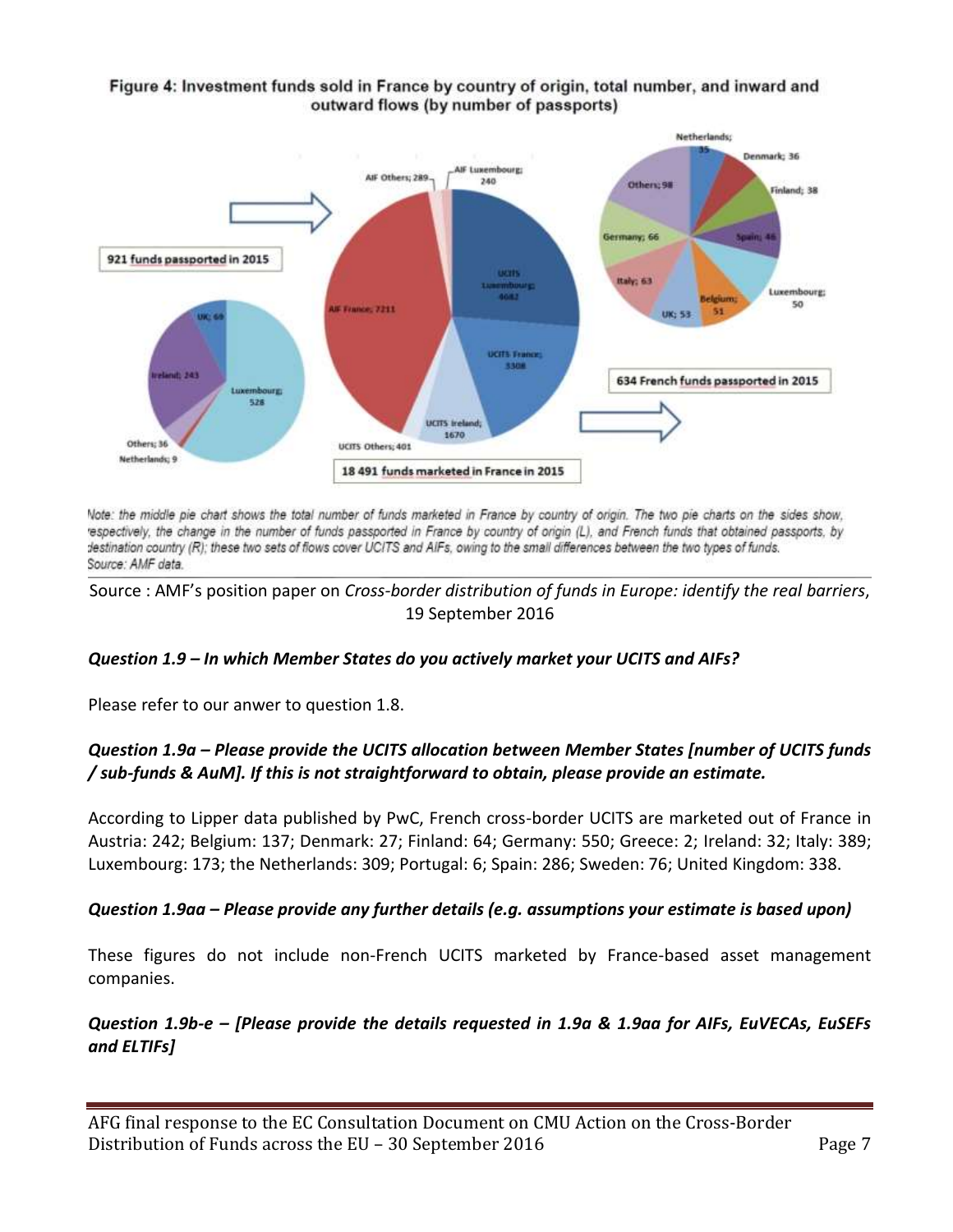**Figure 4: Investment funds sold in France by country of origin, total number, and inward and outward flows (by number of passports)**

Note: the middle pie chart shows the total number of funds marketed in France by country of origin. The two pie charts on the sides show, respectively, the change in the number of funds passported in France by country of origin (L), and French funds that obtained passports, by destination country (R); these two sets of flows cover UCITS and AIFs, owing to the small differences between the two types of funds.
Source: AMF data.

Source : AMF's position paper on *Cross-border distribution of funds in Europe: identify the real barriers*, 19 September 2016

***Question 1.9 – In which Member States do you actively market your UCITS and AIFs?***

Please refer to our anwer to question 1.8.

***Question 1.9a – Please provide the UCITS allocation between Member States [number of UCITS funds / sub-funds & AuM]. If this is not straightforward to obtain, please provide an estimate.***

According to Lipper data published by PwC, French cross-border UCITS are marketed out of France in Austria: 242; Belgium: 137; Denmark: 27; Finland: 64; Germany: 550; Greece: 2; Ireland: 32; Italy: 389; Luxembourg: 173; the Netherlands: 309; Portugal: 6; Spain: 286; Sweden: 76; United Kingdom: 338.

***Question 1.9aa – Please provide any further details (e.g. assumptions your estimate is based upon)***

These figures do not include non-French UCITS marketed by France-based asset management companies.

***Question 1.9b-e – [Please provide the details requested in 1.9a & 1.9aa for AIFs, EuVECAs, EuSEFs and ELTIFs]***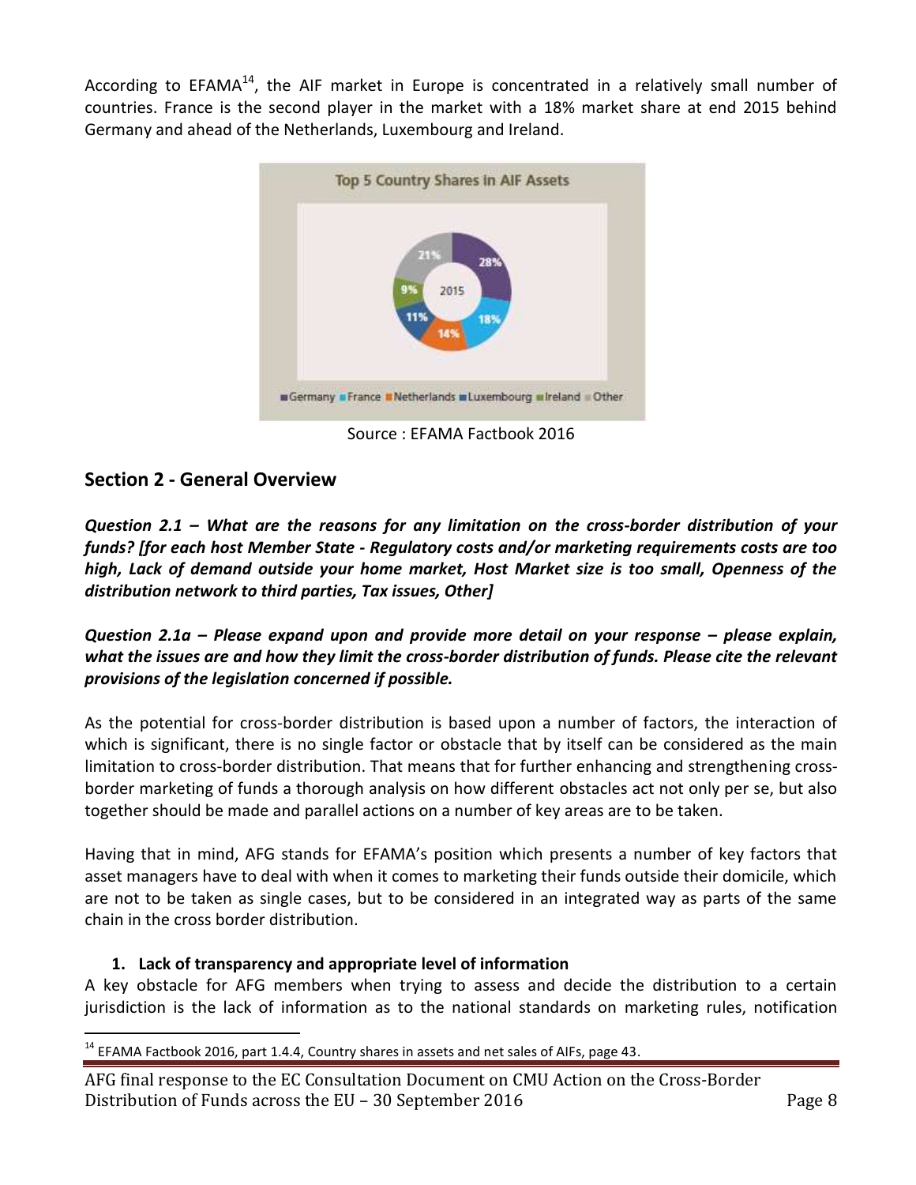According to EFAMA[14], the AIF market in Europe is concentrated in a relatively small number of countries. France is the second player in the market with a 18% market share at end 2015 behind Germany and ahead of the Netherlands, Luxembourg and Ireland.

Source : EFAMA Factbook 2016

## Section 2 - General Overview

***Question 2.1 – What are the reasons for any limitation on the cross-border distribution of your funds? [for each host Member State - Regulatory costs and/or marketing requirements costs are too high, Lack of demand outside your home market, Host Market size is too small, Openness of the distribution network to third parties, Tax issues, Other]***

***Question 2.1a – Please expand upon and provide more detail on your response – please explain, what the issues are and how they limit the cross-border distribution of funds. Please cite the relevant provisions of the legislation concerned if possible.***

As the potential for cross-border distribution is based upon a number of factors, the interaction of which is significant, there is no single factor or obstacle that by itself can be considered as the main limitation to cross-border distribution. That means that for further enhancing and strengthening cross-border marketing of funds a thorough analysis on how different obstacles act not only per se, but also together should be made and parallel actions on a number of key areas are to be taken.

Having that in mind, AFG stands for EFAMA's position which presents a number of key factors that asset managers have to deal with when it comes to marketing their funds outside their domicile, which are not to be taken as single cases, but to be considered in an integrated way as parts of the same chain in the cross border distribution.

1. **Lack of transparency and appropriate level of information**

A key obstacle for AFG members when trying to assess and decide the distribution to a certain jurisdiction is the lack of information as to the national standards on marketing rules, notification

[14] EFAMA Factbook 2016, part 1.4.4, Country shares in assets and net sales of AIFs, page 43.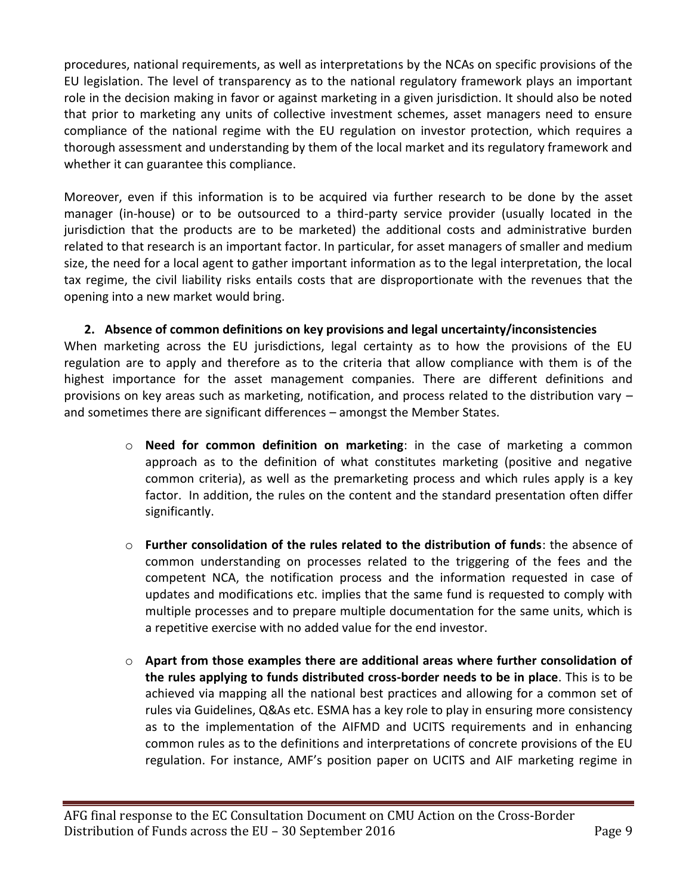procedures, national requirements, as well as interpretations by the NCAs on specific provisions of the EU legislation. The level of transparency as to the national regulatory framework plays an important role in the decision making in favor or against marketing in a given jurisdiction. It should also be noted that prior to marketing any units of collective investment schemes, asset managers need to ensure compliance of the national regime with the EU regulation on investor protection, which requires a thorough assessment and understanding by them of the local market and its regulatory framework and whether it can guarantee this compliance.

Moreover, even if this information is to be acquired via further research to be done by the asset manager (in-house) or to be outsourced to a third-party service provider (usually located in the jurisdiction that the products are to be marketed) the additional costs and administrative burden related to that research is an important factor. In particular, for asset managers of smaller and medium size, the need for a local agent to gather important information as to the legal interpretation, the local tax regime, the civil liability risks entails costs that are disproportionate with the revenues that the opening into a new market would bring.

**2. Absence of common definitions on key provisions and legal uncertainty/inconsistencies**

When marketing across the EU jurisdictions, legal certainty as to how the provisions of the EU regulation are to apply and therefore as to the criteria that allow compliance with them is of the highest importance for the asset management companies. There are different definitions and provisions on key areas such as marketing, notification, and process related to the distribution vary – and sometimes there are significant differences – amongst the Member States.

- **Need for common definition on marketing**: in the case of marketing a common approach as to the definition of what constitutes marketing (positive and negative common criteria), as well as the premarketing process and which rules apply is a key factor. In addition, the rules on the content and the standard presentation often differ significantly.

- **Further consolidation of the rules related to the distribution of funds**: the absence of common understanding on processes related to the triggering of the fees and the competent NCA, the notification process and the information requested in case of updates and modifications etc. implies that the same fund is requested to comply with multiple processes and to prepare multiple documentation for the same units, which is a repetitive exercise with no added value for the end investor.

- **Apart from those examples there are additional areas where further consolidation of the rules applying to funds distributed cross-border needs to be in place**. This is to be achieved via mapping all the national best practices and allowing for a common set of rules via Guidelines, Q&As etc. ESMA has a key role to play in ensuring more consistency as to the implementation of the AIFMD and UCITS requirements and in enhancing common rules as to the definitions and interpretations of concrete provisions of the EU regulation. For instance, AMF's position paper on UCITS and AIF marketing regime in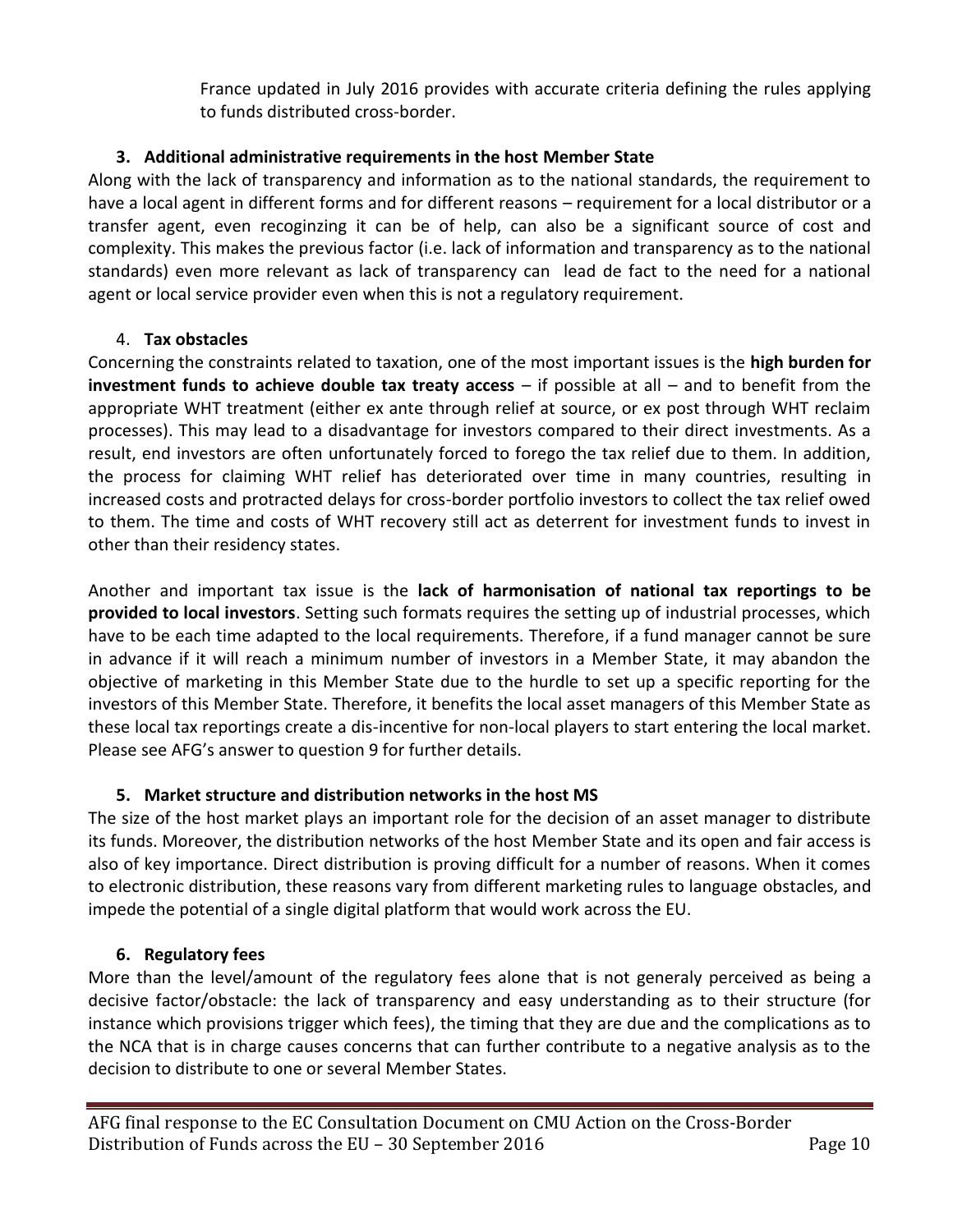France updated in July 2016 provides with accurate criteria defining the rules applying to funds distributed cross-border.

### 3. Additional administrative requirements in the host Member State

Along with the lack of transparency and information as to the national standards, the requirement to have a local agent in different forms and for different reasons – requirement for a local distributor or a transfer agent, even recoginzing it can be of help, can also be a significant source of cost and complexity. This makes the previous factor (i.e. lack of information and transparency as to the national standards) even more relevant as lack of transparency can lead de fact to the need for a national agent or local service provider even when this is not a regulatory requirement.

### 4. Tax obstacles

Concerning the constraints related to taxation, one of the most important issues is the **high burden for investment funds to achieve double tax treaty access** – if possible at all – and to benefit from the appropriate WHT treatment (either ex ante through relief at source, or ex post through WHT reclaim processes). This may lead to a disadvantage for investors compared to their direct investments. As a result, end investors are often unfortunately forced to forego the tax relief due to them. In addition, the process for claiming WHT relief has deteriorated over time in many countries, resulting in increased costs and protracted delays for cross-border portfolio investors to collect the tax relief owed to them. The time and costs of WHT recovery still act as deterrent for investment funds to invest in other than their residency states.

Another and important tax issue is the **lack of harmonisation of national tax reportings to be provided to local investors**. Setting such formats requires the setting up of industrial processes, which have to be each time adapted to the local requirements. Therefore, if a fund manager cannot be sure in advance if it will reach a minimum number of investors in a Member State, it may abandon the objective of marketing in this Member State due to the hurdle to set up a specific reporting for the investors of this Member State. Therefore, it benefits the local asset managers of this Member State as these local tax reportings create a dis-incentive for non-local players to start entering the local market. Please see AFG's answer to question 9 for further details.

### 5. Market structure and distribution networks in the host MS

The size of the host market plays an important role for the decision of an asset manager to distribute its funds. Moreover, the distribution networks of the host Member State and its open and fair access is also of key importance. Direct distribution is proving difficult for a number of reasons. When it comes to electronic distribution, these reasons vary from different marketing rules to language obstacles, and impede the potential of a single digital platform that would work across the EU.

### 6. Regulatory fees

More than the level/amount of the regulatory fees alone that is not generaly perceived as being a decisive factor/obstacle: the lack of transparency and easy understanding as to their structure (for instance which provisions trigger which fees), the timing that they are due and the complications as to the NCA that is in charge causes concerns that can further contribute to a negative analysis as to the decision to distribute to one or several Member States.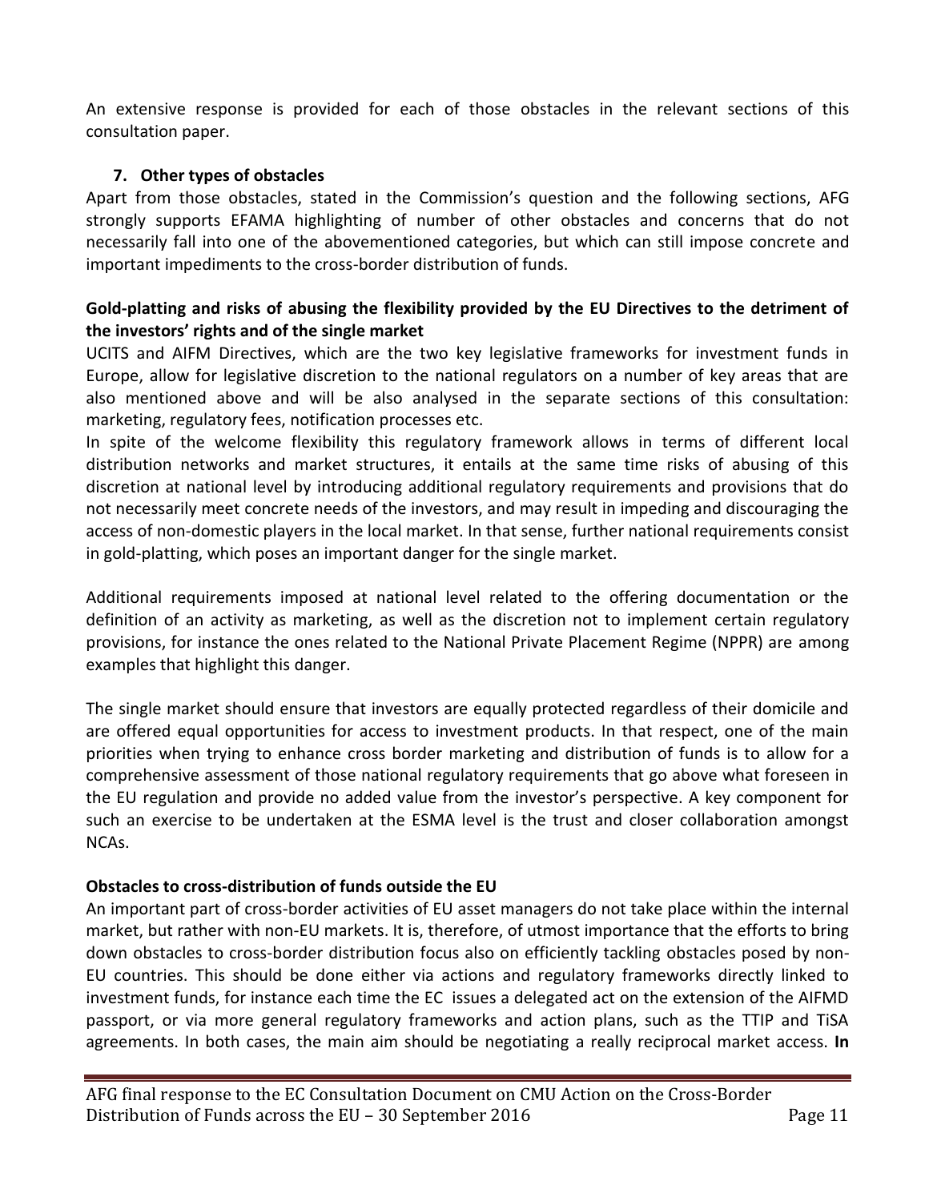An extensive response is provided for each of those obstacles in the relevant sections of this consultation paper.

### 7. Other types of obstacles

Apart from those obstacles, stated in the Commission's question and the following sections, AFG strongly supports EFAMA highlighting of number of other obstacles and concerns that do not necessarily fall into one of the abovementioned categories, but which can still impose concrete and important impediments to the cross-border distribution of funds.

**Gold-platting and risks of abusing the flexibility provided by the EU Directives to the detriment of the investors' rights and of the single market**

UCITS and AIFM Directives, which are the two key legislative frameworks for investment funds in Europe, allow for legislative discretion to the national regulators on a number of key areas that are also mentioned above and will be also analysed in the separate sections of this consultation: marketing, regulatory fees, notification processes etc.

In spite of the welcome flexibility this regulatory framework allows in terms of different local distribution networks and market structures, it entails at the same time risks of abusing of this discretion at national level by introducing additional regulatory requirements and provisions that do not necessarily meet concrete needs of the investors, and may result in impeding and discouraging the access of non-domestic players in the local market. In that sense, further national requirements consist in gold-platting, which poses an important danger for the single market.

Additional requirements imposed at national level related to the offering documentation or the definition of an activity as marketing, as well as the discretion not to implement certain regulatory provisions, for instance the ones related to the National Private Placement Regime (NPPR) are among examples that highlight this danger.

The single market should ensure that investors are equally protected regardless of their domicile and are offered equal opportunities for access to investment products. In that respect, one of the main priorities when trying to enhance cross border marketing and distribution of funds is to allow for a comprehensive assessment of those national regulatory requirements that go above what foreseen in the EU regulation and provide no added value from the investor's perspective. A key component for such an exercise to be undertaken at the ESMA level is the trust and closer collaboration amongst NCAs.

**Obstacles to cross-distribution of funds outside the EU**

An important part of cross-border activities of EU asset managers do not take place within the internal market, but rather with non-EU markets. It is, therefore, of utmost importance that the efforts to bring down obstacles to cross-border distribution focus also on efficiently tackling obstacles posed by non-EU countries. This should be done either via actions and regulatory frameworks directly linked to investment funds, for instance each time the EC issues a delegated act on the extension of the AIFMD passport, or via more general regulatory frameworks and action plans, such as the TTIP and TiSA agreements. In both cases, the main aim should be negotiating a really reciprocal market access. **In**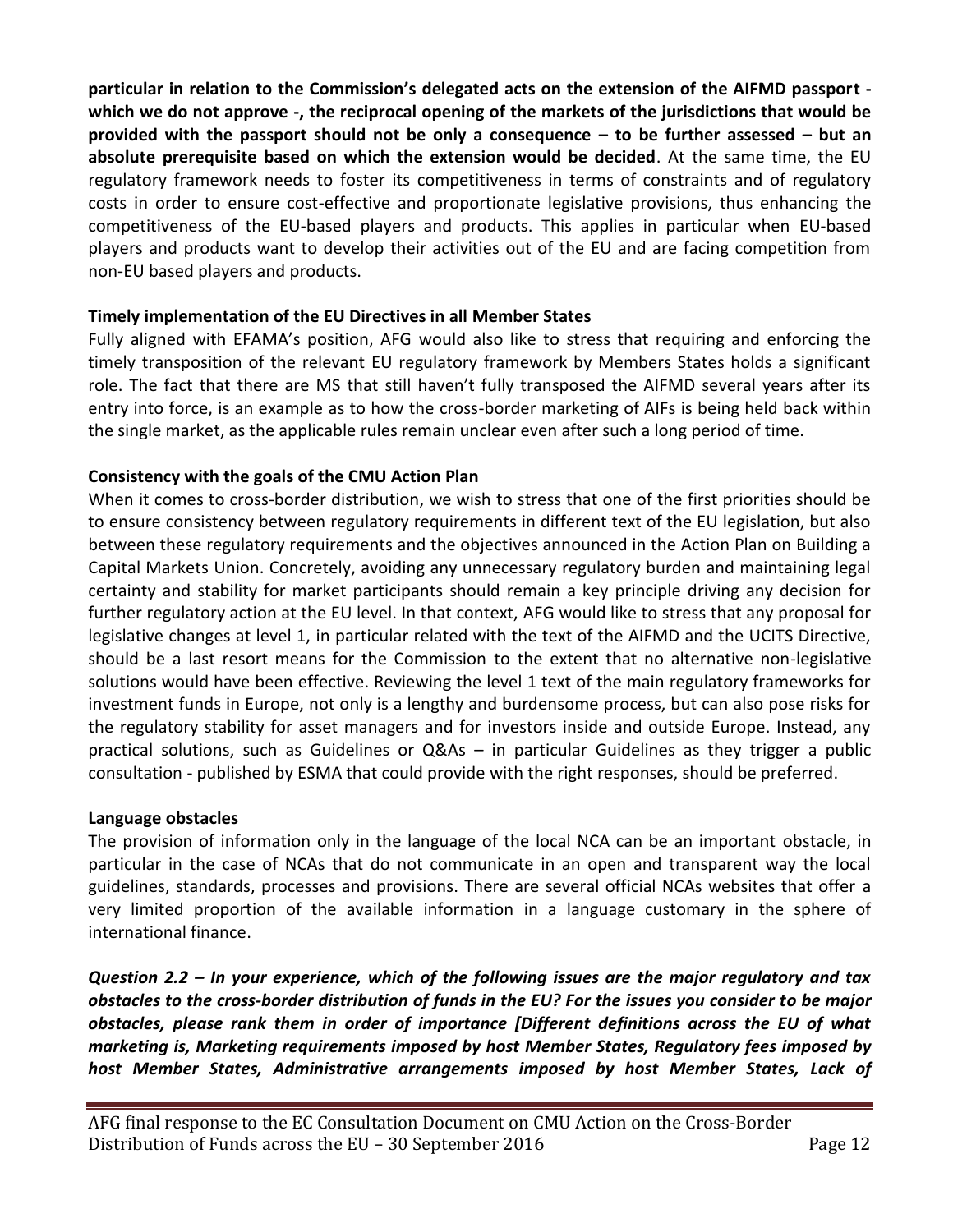**particular in relation to the Commission's delegated acts on the extension of the AIFMD passport - which we do not approve -, the reciprocal opening of the markets of the jurisdictions that would be provided with the passport should not be only a consequence – to be further assessed – but an absolute prerequisite based on which the extension would be decided**. At the same time, the EU regulatory framework needs to foster its competitiveness in terms of constraints and of regulatory costs in order to ensure cost-effective and proportionate legislative provisions, thus enhancing the competitiveness of the EU-based players and products. This applies in particular when EU-based players and products want to develop their activities out of the EU and are facing competition from non-EU based players and products.

**Timely implementation of the EU Directives in all Member States**

Fully aligned with EFAMA's position, AFG would also like to stress that requiring and enforcing the timely transposition of the relevant EU regulatory framework by Members States holds a significant role. The fact that there are MS that still haven't fully transposed the AIFMD several years after its entry into force, is an example as to how the cross-border marketing of AIFs is being held back within the single market, as the applicable rules remain unclear even after such a long period of time.

**Consistency with the goals of the CMU Action Plan**

When it comes to cross-border distribution, we wish to stress that one of the first priorities should be to ensure consistency between regulatory requirements in different text of the EU legislation, but also between these regulatory requirements and the objectives announced in the Action Plan on Building a Capital Markets Union. Concretely, avoiding any unnecessary regulatory burden and maintaining legal certainty and stability for market participants should remain a key principle driving any decision for further regulatory action at the EU level. In that context, AFG would like to stress that any proposal for legislative changes at level 1, in particular related with the text of the AIFMD and the UCITS Directive, should be a last resort means for the Commission to the extent that no alternative non-legislative solutions would have been effective. Reviewing the level 1 text of the main regulatory frameworks for investment funds in Europe, not only is a lengthy and burdensome process, but can also pose risks for the regulatory stability for asset managers and for investors inside and outside Europe. Instead, any practical solutions, such as Guidelines or Q&As – in particular Guidelines as they trigger a public consultation - published by ESMA that could provide with the right responses, should be preferred.

**Language obstacles**

The provision of information only in the language of the local NCA can be an important obstacle, in particular in the case of NCAs that do not communicate in an open and transparent way the local guidelines, standards, processes and provisions. There are several official NCAs websites that offer a very limited proportion of the available information in a language customary in the sphere of international finance.

***Question 2.2 – In your experience, which of the following issues are the major regulatory and tax obstacles to the cross-border distribution of funds in the EU? For the issues you consider to be major obstacles, please rank them in order of importance [Different definitions across the EU of what marketing is, Marketing requirements imposed by host Member States, Regulatory fees imposed by host Member States, Administrative arrangements imposed by host Member States, Lack of***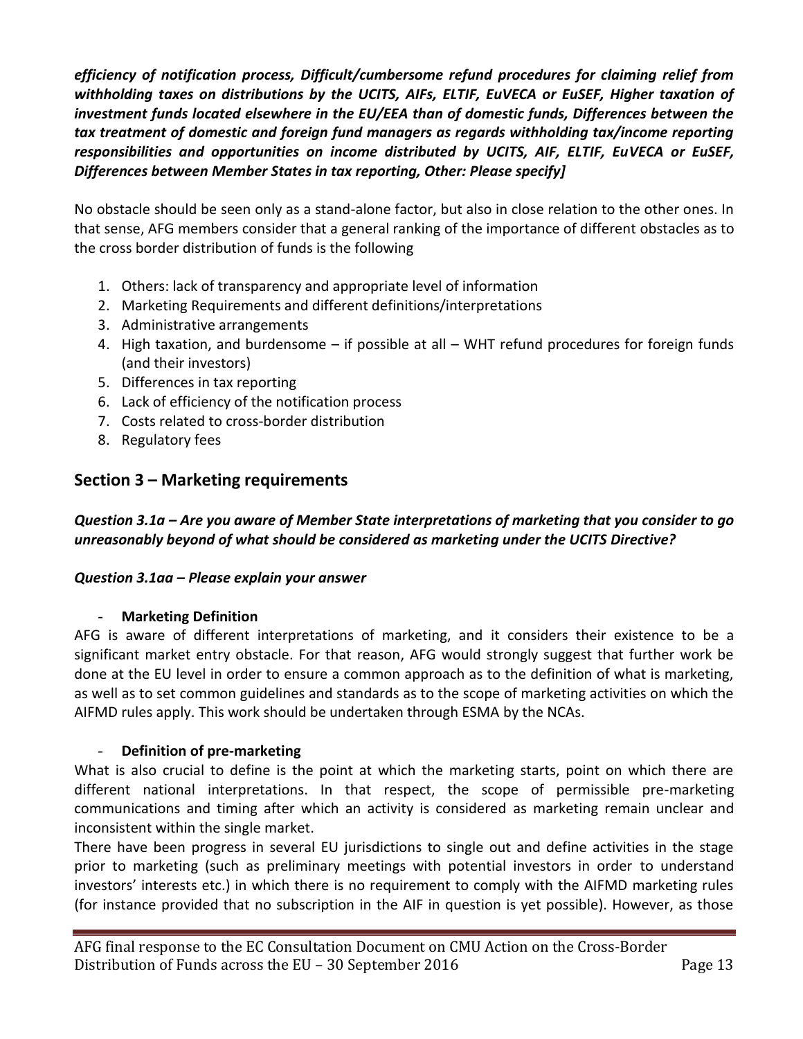***efficiency of notification process, Difficult/cumbersome refund procedures for claiming relief from withholding taxes on distributions by the UCITS, AIFs, ELTIF, EuVECA or EuSEF, Higher taxation of investment funds located elsewhere in the EU/EEA than of domestic funds, Differences between the tax treatment of domestic and foreign fund managers as regards withholding tax/income reporting responsibilities and opportunities on income distributed by UCITS, AIF, ELTIF, EuVECA or EuSEF, Differences between Member States in tax reporting, Other: Please specify]***

No obstacle should be seen only as a stand-alone factor, but also in close relation to the other ones. In that sense, AFG members consider that a general ranking of the importance of different obstacles as to the cross border distribution of funds is the following

1. Others: lack of transparency and appropriate level of information
2. Marketing Requirements and different definitions/interpretations
3. Administrative arrangements
4. High taxation, and burdensome – if possible at all – WHT refund procedures for foreign funds (and their investors)
5. Differences in tax reporting
6. Lack of efficiency of the notification process
7. Costs related to cross-border distribution
8. Regulatory fees

## Section 3 – Marketing requirements

***Question 3.1a – Are you aware of Member State interpretations of marketing that you consider to go unreasonably beyond of what should be considered as marketing under the UCITS Directive?***

***Question 3.1aa – Please explain your answer***

- **Marketing Definition**

AFG is aware of different interpretations of marketing, and it considers their existence to be a significant market entry obstacle. For that reason, AFG would strongly suggest that further work be done at the EU level in order to ensure a common approach as to the definition of what is marketing, as well as to set common guidelines and standards as to the scope of marketing activities on which the AIFMD rules apply. This work should be undertaken through ESMA by the NCAs.

- **Definition of pre-marketing**

What is also crucial to define is the point at which the marketing starts, point on which there are different national interpretations. In that respect, the scope of permissible pre-marketing communications and timing after which an activity is considered as marketing remain unclear and inconsistent within the single market.

There have been progress in several EU jurisdictions to single out and define activities in the stage prior to marketing (such as preliminary meetings with potential investors in order to understand investors' interests etc.) in which there is no requirement to comply with the AIFMD marketing rules (for instance provided that no subscription in the AIF in question is yet possible). However, as those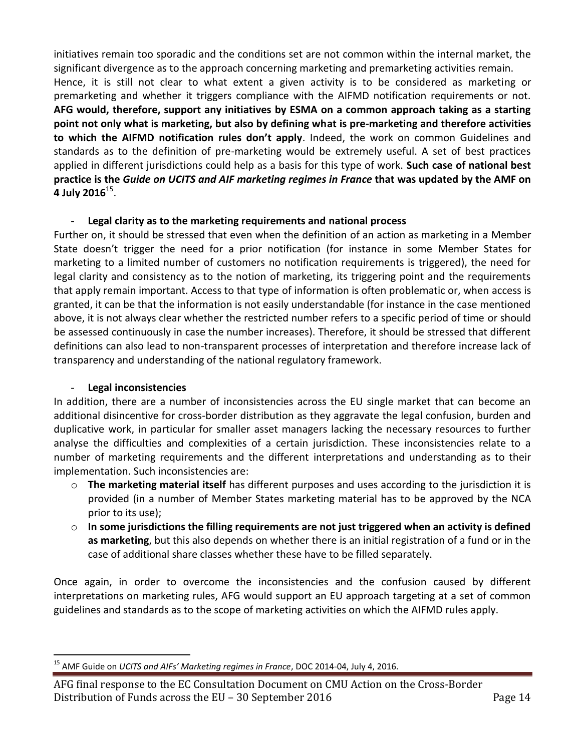initiatives remain too sporadic and the conditions set are not common within the internal market, the significant divergence as to the approach concerning marketing and premarketing activities remain. Hence, it is still not clear to what extent a given activity is to be considered as marketing or premarketing and whether it triggers compliance with the AIFMD notification requirements or not. **AFG would, therefore, support any initiatives by ESMA on a common approach taking as a starting point not only what is marketing, but also by defining what is pre-marketing and therefore activities to which the AIFMD notification rules don't apply**. Indeed, the work on common Guidelines and standards as to the definition of pre-marketing would be extremely useful. A set of best practices applied in different jurisdictions could help as a basis for this type of work. **Such case of national best practice is the *Guide on UCITS and AIF marketing regimes in France* that was updated by the AMF on 4 July 2016**[15].

- **Legal clarity as to the marketing requirements and national process**

Further on, it should be stressed that even when the definition of an action as marketing in a Member State doesn't trigger the need for a prior notification (for instance in some Member States for marketing to a limited number of customers no notification requirements is triggered), the need for legal clarity and consistency as to the notion of marketing, its triggering point and the requirements that apply remain important. Access to that type of information is often problematic or, when access is granted, it can be that the information is not easily understandable (for instance in the case mentioned above, it is not always clear whether the restricted number refers to a specific period of time or should be assessed continuously in case the number increases). Therefore, it should be stressed that different definitions can also lead to non-transparent processes of interpretation and therefore increase lack of transparency and understanding of the national regulatory framework.

- **Legal inconsistencies**

In addition, there are a number of inconsistencies across the EU single market that can become an additional disincentive for cross-border distribution as they aggravate the legal confusion, burden and duplicative work, in particular for smaller asset managers lacking the necessary resources to further analyse the difficulties and complexities of a certain jurisdiction. These inconsistencies relate to a number of marketing requirements and the different interpretations and understanding as to their implementation. Such inconsistencies are:

- **The marketing material itself** has different purposes and uses according to the jurisdiction it is provided (in a number of Member States marketing material has to be approved by the NCA prior to its use);
- **In some jurisdictions the filling requirements are not just triggered when an activity is defined as marketing**, but this also depends on whether there is an initial registration of a fund or in the case of additional share classes whether these have to be filled separately.

Once again, in order to overcome the inconsistencies and the confusion caused by different interpretations on marketing rules, AFG would support an EU approach targeting at a set of common guidelines and standards as to the scope of marketing activities on which the AIFMD rules apply.

---

[15] AMF Guide on *UCITS and AIFs' Marketing regimes in France*, DOC 2014-04, July 4, 2016.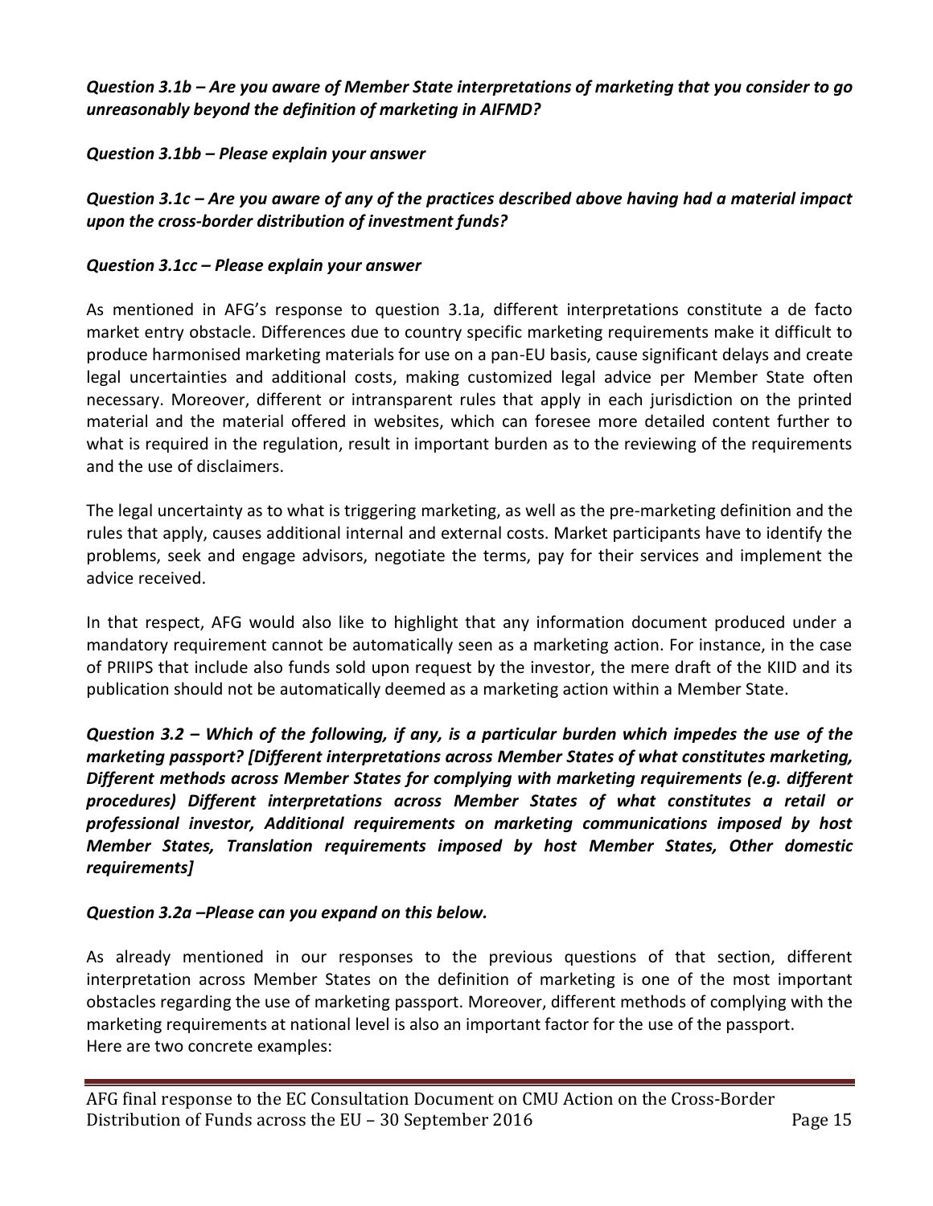***Question 3.1b – Are you aware of Member State interpretations of marketing that you consider to go unreasonably beyond the definition of marketing in AIFMD?***

***Question 3.1bb – Please explain your answer***

***Question 3.1c – Are you aware of any of the practices described above having had a material impact upon the cross-border distribution of investment funds?***

***Question 3.1cc – Please explain your answer***

As mentioned in AFG's response to question 3.1a, different interpretations constitute a de facto market entry obstacle. Differences due to country specific marketing requirements make it difficult to produce harmonised marketing materials for use on a pan-EU basis, cause significant delays and create legal uncertainties and additional costs, making customized legal advice per Member State often necessary. Moreover, different or intransparent rules that apply in each jurisdiction on the printed material and the material offered in websites, which can foresee more detailed content further to what is required in the regulation, result in important burden as to the reviewing of the requirements and the use of disclaimers.

The legal uncertainty as to what is triggering marketing, as well as the pre-marketing definition and the rules that apply, causes additional internal and external costs. Market participants have to identify the problems, seek and engage advisors, negotiate the terms, pay for their services and implement the advice received.

In that respect, AFG would also like to highlight that any information document produced under a mandatory requirement cannot be automatically seen as a marketing action. For instance, in the case of PRIIPS that include also funds sold upon request by the investor, the mere draft of the KIID and its publication should not be automatically deemed as a marketing action within a Member State.

***Question 3.2 – Which of the following, if any, is a particular burden which impedes the use of the marketing passport? [Different interpretations across Member States of what constitutes marketing, Different methods across Member States for complying with marketing requirements (e.g. different procedures) Different interpretations across Member States of what constitutes a retail or professional investor, Additional requirements on marketing communications imposed by host Member States, Translation requirements imposed by host Member States, Other domestic requirements]***

***Question 3.2a –Please can you expand on this below.***

As already mentioned in our responses to the previous questions of that section, different interpretation across Member States on the definition of marketing is one of the most important obstacles regarding the use of marketing passport. Moreover, different methods of complying with the marketing requirements at national level is also an important factor for the use of the passport. Here are two concrete examples: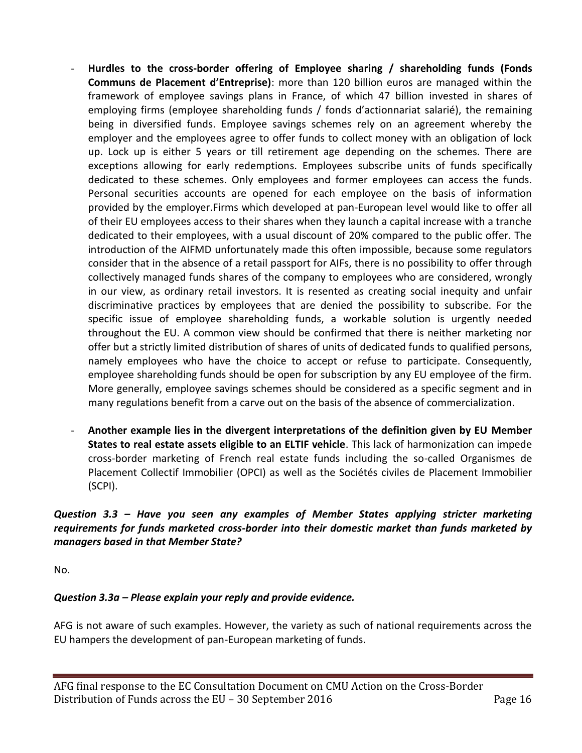- **Hurdles to the cross-border offering of Employee sharing / shareholding funds (Fonds Communs de Placement d'Entreprise)**: more than 120 billion euros are managed within the framework of employee savings plans in France, of which 47 billion invested in shares of employing firms (employee shareholding funds / fonds d'actionnariat salarié), the remaining being in diversified funds. Employee savings schemes rely on an agreement whereby the employer and the employees agree to offer funds to collect money with an obligation of lock up. Lock up is either 5 years or till retirement age depending on the schemes. There are exceptions allowing for early redemptions. Employees subscribe units of funds specifically dedicated to these schemes. Only employees and former employees can access the funds. Personal securities accounts are opened for each employee on the basis of information provided by the employer.Firms which developed at pan-European level would like to offer all of their EU employees access to their shares when they launch a capital increase with a tranche dedicated to their employees, with a usual discount of 20% compared to the public offer. The introduction of the AIFMD unfortunately made this often impossible, because some regulators consider that in the absence of a retail passport for AIFs, there is no possibility to offer through collectively managed funds shares of the company to employees who are considered, wrongly in our view, as ordinary retail investors. It is resented as creating social inequity and unfair discriminative practices by employees that are denied the possibility to subscribe. For the specific issue of employee shareholding funds, a workable solution is urgently needed throughout the EU. A common view should be confirmed that there is neither marketing nor offer but a strictly limited distribution of shares of units of dedicated funds to qualified persons, namely employees who have the choice to accept or refuse to participate. Consequently, employee shareholding funds should be open for subscription by any EU employee of the firm. More generally, employee savings schemes should be considered as a specific segment and in many regulations benefit from a carve out on the basis of the absence of commercialization.

- **Another example lies in the divergent interpretations of the definition given by EU Member States to real estate assets eligible to an ELTIF vehicle**. This lack of harmonization can impede cross-border marketing of French real estate funds including the so-called Organismes de Placement Collectif Immobilier (OPCI) as well as the Sociétés civiles de Placement Immobilier (SCPI).

***Question 3.3 – Have you seen any examples of Member States applying stricter marketing requirements for funds marketed cross-border into their domestic market than funds marketed by managers based in that Member State?***

No.

***Question 3.3a – Please explain your reply and provide evidence.***

AFG is not aware of such examples. However, the variety as such of national requirements across the EU hampers the development of pan-European marketing of funds.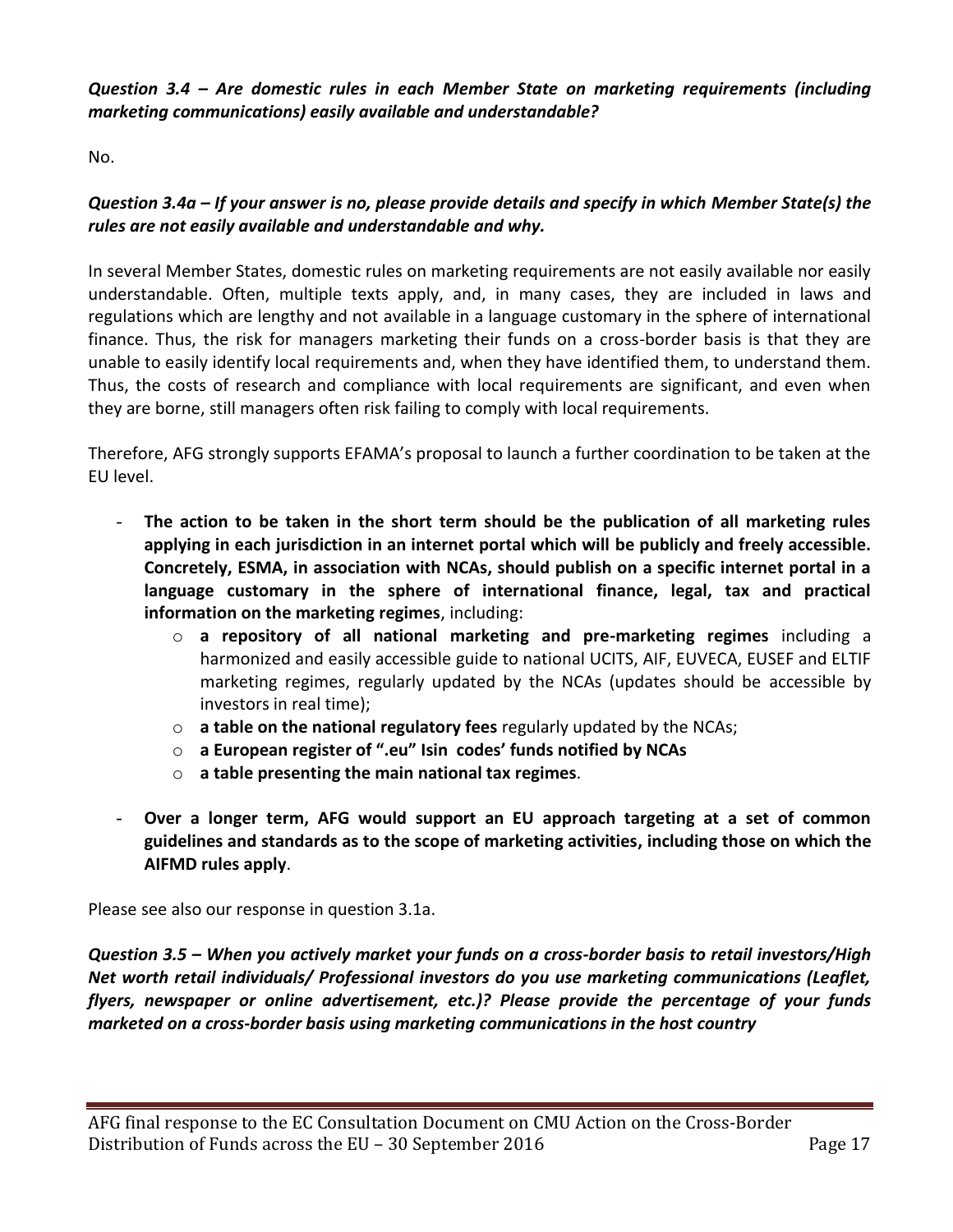***Question 3.4 – Are domestic rules in each Member State on marketing requirements (including marketing communications) easily available and understandable?***

No.

***Question 3.4a – If your answer is no, please provide details and specify in which Member State(s) the rules are not easily available and understandable and why.***

In several Member States, domestic rules on marketing requirements are not easily available nor easily understandable. Often, multiple texts apply, and, in many cases, they are included in laws and regulations which are lengthy and not available in a language customary in the sphere of international finance. Thus, the risk for managers marketing their funds on a cross-border basis is that they are unable to easily identify local requirements and, when they have identified them, to understand them. Thus, the costs of research and compliance with local requirements are significant, and even when they are borne, still managers often risk failing to comply with local requirements.

Therefore, AFG strongly supports EFAMA's proposal to launch a further coordination to be taken at the EU level.

- **The action to be taken in the short term should be the publication of all marketing rules applying in each jurisdiction in an internet portal which will be publicly and freely accessible. Concretely, ESMA, in association with NCAs, should publish on a specific internet portal in a language customary in the sphere of international finance, legal, tax and practical information on the marketing regimes**, including:
  - **a repository of all national marketing and pre-marketing regimes** including a harmonized and easily accessible guide to national UCITS, AIF, EUVECA, EUSEF and ELTIF marketing regimes, regularly updated by the NCAs (updates should be accessible by investors in real time);
  - **a table on the national regulatory fees** regularly updated by the NCAs;
  - **a European register of ".eu" Isin codes' funds notified by NCAs**
  - **a table presenting the main national tax regimes**.
- **Over a longer term, AFG would support an EU approach targeting at a set of common guidelines and standards as to the scope of marketing activities, including those on which the AIFMD rules apply**.

Please see also our response in question 3.1a.

***Question 3.5 – When you actively market your funds on a cross-border basis to retail investors/High Net worth retail individuals/ Professional investors do you use marketing communications (Leaflet, flyers, newspaper or online advertisement, etc.)? Please provide the percentage of your funds marketed on a cross-border basis using marketing communications in the host country***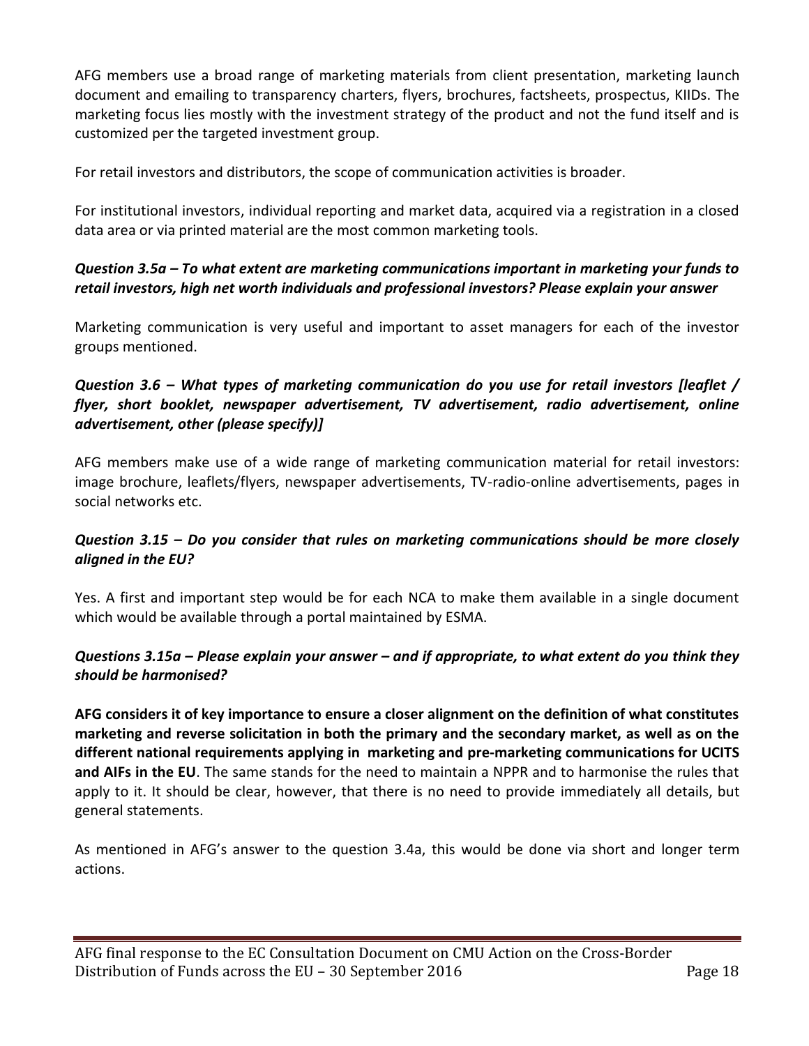AFG members use a broad range of marketing materials from client presentation, marketing launch document and emailing to transparency charters, flyers, brochures, factsheets, prospectus, KIIDs. The marketing focus lies mostly with the investment strategy of the product and not the fund itself and is customized per the targeted investment group.

For retail investors and distributors, the scope of communication activities is broader.

For institutional investors, individual reporting and market data, acquired via a registration in a closed data area or via printed material are the most common marketing tools.

***Question 3.5a – To what extent are marketing communications important in marketing your funds to retail investors, high net worth individuals and professional investors? Please explain your answer***

Marketing communication is very useful and important to asset managers for each of the investor groups mentioned.

***Question 3.6 – What types of marketing communication do you use for retail investors [leaflet / flyer, short booklet, newspaper advertisement, TV advertisement, radio advertisement, online advertisement, other (please specify)]***

AFG members make use of a wide range of marketing communication material for retail investors: image brochure, leaflets/flyers, newspaper advertisements, TV-radio-online advertisements, pages in social networks etc.

***Question 3.15 – Do you consider that rules on marketing communications should be more closely aligned in the EU?***

Yes. A first and important step would be for each NCA to make them available in a single document which would be available through a portal maintained by ESMA.

***Questions 3.15a – Please explain your answer – and if appropriate, to what extent do you think they should be harmonised?***

**AFG considers it of key importance to ensure a closer alignment on the definition of what constitutes marketing and reverse solicitation in both the primary and the secondary market, as well as on the different national requirements applying in marketing and pre-marketing communications for UCITS and AIFs in the EU**. The same stands for the need to maintain a NPPR and to harmonise the rules that apply to it. It should be clear, however, that there is no need to provide immediately all details, but general statements.

As mentioned in AFG's answer to the question 3.4a, this would be done via short and longer term actions.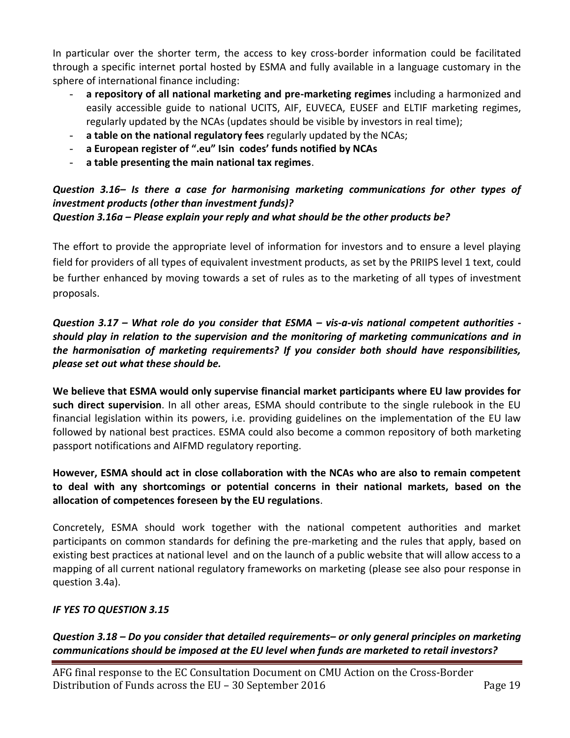In particular over the shorter term, the access to key cross-border information could be facilitated through a specific internet portal hosted by ESMA and fully available in a language customary in the sphere of international finance including:

- **a repository of all national marketing and pre-marketing regimes** including a harmonized and easily accessible guide to national UCITS, AIF, EUVECA, EUSEF and ELTIF marketing regimes, regularly updated by the NCAs (updates should be visible by investors in real time);
- **a table on the national regulatory fees** regularly updated by the NCAs;
- **a European register of ".eu" Isin codes' funds notified by NCAs**
- **a table presenting the main national tax regimes**.

***Question 3.16– Is there a case for harmonising marketing communications for other types of investment products (other than investment funds)?***
***Question 3.16a – Please explain your reply and what should be the other products be?***

The effort to provide the appropriate level of information for investors and to ensure a level playing field for providers of all types of equivalent investment products, as set by the PRIIPS level 1 text, could be further enhanced by moving towards a set of rules as to the marketing of all types of investment proposals.

***Question 3.17 – What role do you consider that ESMA – vis-a-vis national competent authorities - should play in relation to the supervision and the monitoring of marketing communications and in the harmonisation of marketing requirements? If you consider both should have responsibilities, please set out what these should be.***

**We believe that ESMA would only supervise financial market participants where EU law provides for such direct supervision**. In all other areas, ESMA should contribute to the single rulebook in the EU financial legislation within its powers, i.e. providing guidelines on the implementation of the EU law followed by national best practices. ESMA could also become a common repository of both marketing passport notifications and AIFMD regulatory reporting.

**However, ESMA should act in close collaboration with the NCAs who are also to remain competent to deal with any shortcomings or potential concerns in their national markets, based on the allocation of competences foreseen by the EU regulations**.

Concretely, ESMA should work together with the national competent authorities and market participants on common standards for defining the pre-marketing and the rules that apply, based on existing best practices at national level and on the launch of a public website that will allow access to a mapping of all current national regulatory frameworks on marketing (please see also pour response in question 3.4a).

***IF YES TO QUESTION 3.15***

***Question 3.18 – Do you consider that detailed requirements– or only general principles on marketing communications should be imposed at the EU level when funds are marketed to retail investors?***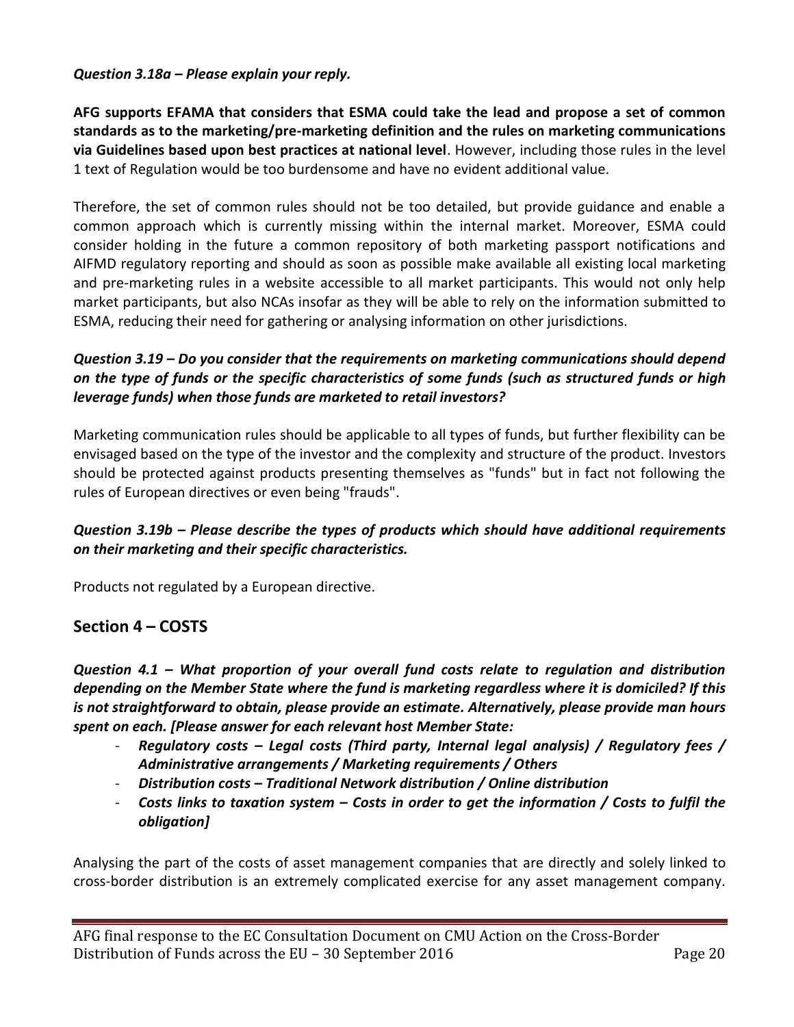***Question 3.18a – Please explain your reply.***

**AFG supports EFAMA that considers that ESMA could take the lead and propose a set of common standards as to the marketing/pre-marketing definition and the rules on marketing communications via Guidelines based upon best practices at national level**. However, including those rules in the level 1 text of Regulation would be too burdensome and have no evident additional value.

Therefore, the set of common rules should not be too detailed, but provide guidance and enable a common approach which is currently missing within the internal market. Moreover, ESMA could consider holding in the future a common repository of both marketing passport notifications and AIFMD regulatory reporting and should as soon as possible make available all existing local marketing and pre-marketing rules in a website accessible to all market participants. This would not only help market participants, but also NCAs insofar as they will be able to rely on the information submitted to ESMA, reducing their need for gathering or analysing information on other jurisdictions.

***Question 3.19 – Do you consider that the requirements on marketing communications should depend on the type of funds or the specific characteristics of some funds (such as structured funds or high leverage funds) when those funds are marketed to retail investors?***

Marketing communication rules should be applicable to all types of funds, but further flexibility can be envisaged based on the type of the investor and the complexity and structure of the product. Investors should be protected against products presenting themselves as "funds" but in fact not following the rules of European directives or even being "frauds".

***Question 3.19b – Please describe the types of products which should have additional requirements on their marketing and their specific characteristics.***

Products not regulated by a European directive.

## Section 4 – COSTS

***Question 4.1 – What proportion of your overall fund costs relate to regulation and distribution depending on the Member State where the fund is marketing regardless where it is domiciled? If this is not straightforward to obtain, please provide an estimate. Alternatively, please provide man hours spent on each. [Please answer for each relevant host Member State:***

- ***Regulatory costs – Legal costs (Third party, Internal legal analysis) / Regulatory fees / Administrative arrangements / Marketing requirements / Others***
- ***Distribution costs – Traditional Network distribution / Online distribution***
- ***Costs links to taxation system – Costs in order to get the information / Costs to fulfil the obligation]***

Analysing the part of the costs of asset management companies that are directly and solely linked to cross-border distribution is an extremely complicated exercise for any asset management company.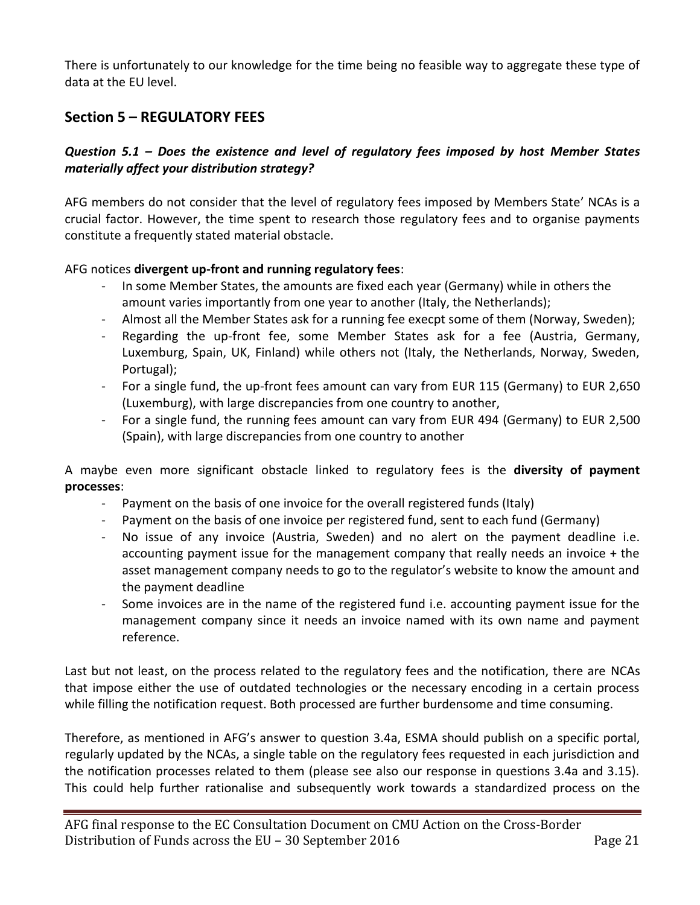There is unfortunately to our knowledge for the time being no feasible way to aggregate these type of data at the EU level.

## Section 5 – REGULATORY FEES

***Question 5.1 – Does the existence and level of regulatory fees imposed by host Member States materially affect your distribution strategy?***

AFG members do not consider that the level of regulatory fees imposed by Members State' NCAs is a crucial factor. However, the time spent to research those regulatory fees and to organise payments constitute a frequently stated material obstacle.

AFG notices **divergent up-front and running regulatory fees**:

- In some Member States, the amounts are fixed each year (Germany) while in others the amount varies importantly from one year to another (Italy, the Netherlands);
- Almost all the Member States ask for a running fee execpt some of them (Norway, Sweden);
- Regarding the up-front fee, some Member States ask for a fee (Austria, Germany, Luxemburg, Spain, UK, Finland) while others not (Italy, the Netherlands, Norway, Sweden, Portugal);
- For a single fund, the up-front fees amount can vary from EUR 115 (Germany) to EUR 2,650 (Luxemburg), with large discrepancies from one country to another,
- For a single fund, the running fees amount can vary from EUR 494 (Germany) to EUR 2,500 (Spain), with large discrepancies from one country to another

A maybe even more significant obstacle linked to regulatory fees is the **diversity of payment processes**:

- Payment on the basis of one invoice for the overall registered funds (Italy)
- Payment on the basis of one invoice per registered fund, sent to each fund (Germany)
- No issue of any invoice (Austria, Sweden) and no alert on the payment deadline i.e. accounting payment issue for the management company that really needs an invoice + the asset management company needs to go to the regulator's website to know the amount and the payment deadline
- Some invoices are in the name of the registered fund i.e. accounting payment issue for the management company since it needs an invoice named with its own name and payment reference.

Last but not least, on the process related to the regulatory fees and the notification, there are NCAs that impose either the use of outdated technologies or the necessary encoding in a certain process while filling the notification request. Both processed are further burdensome and time consuming.

Therefore, as mentioned in AFG's answer to question 3.4a, ESMA should publish on a specific portal, regularly updated by the NCAs, a single table on the regulatory fees requested in each jurisdiction and the notification processes related to them (please see also our response in questions 3.4a and 3.15). This could help further rationalise and subsequently work towards a standardized process on the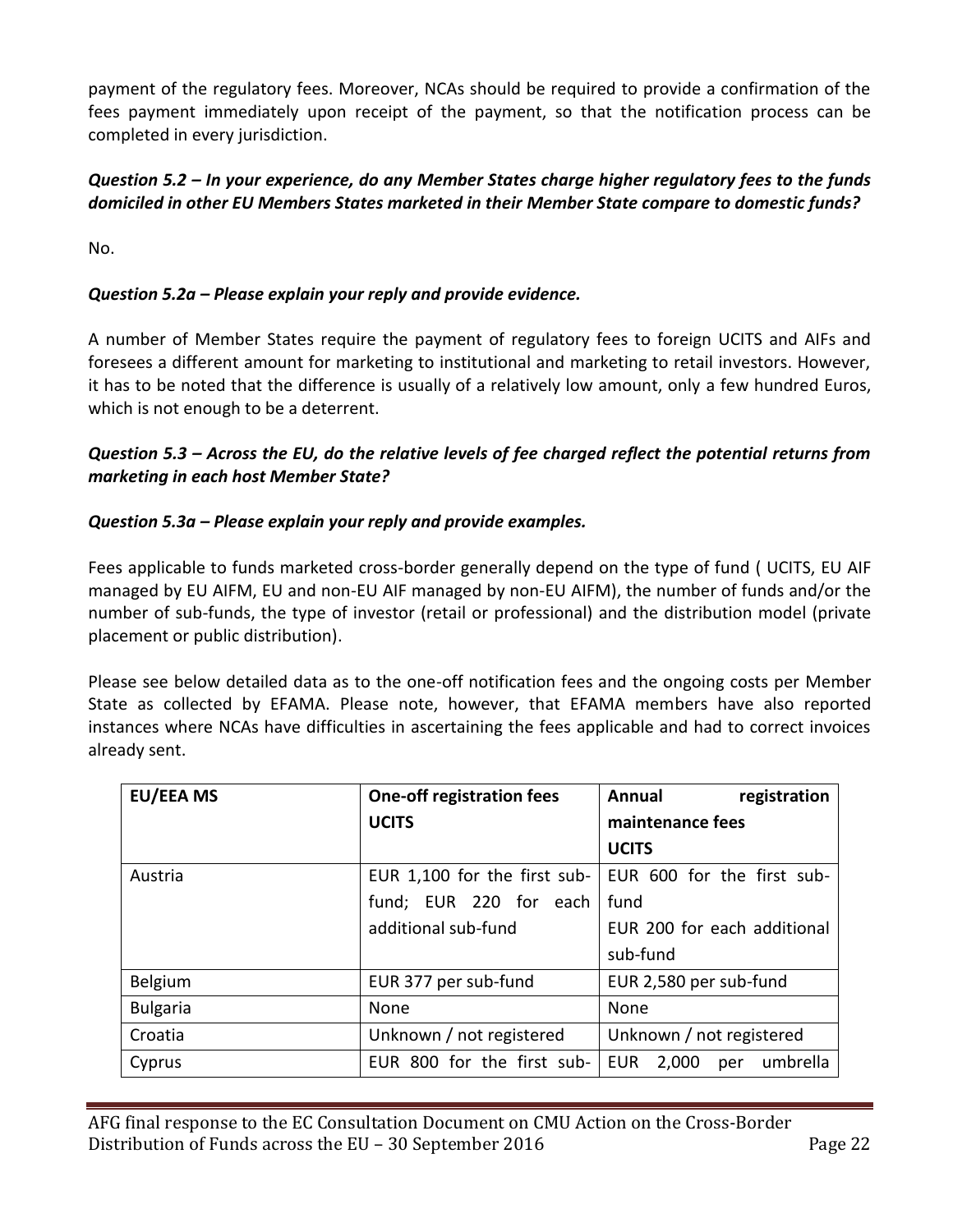payment of the regulatory fees. Moreover, NCAs should be required to provide a confirmation of the fees payment immediately upon receipt of the payment, so that the notification process can be completed in every jurisdiction.

***Question 5.2 – In your experience, do any Member States charge higher regulatory fees to the funds domiciled in other EU Members States marketed in their Member State compare to domestic funds?***

No.

***Question 5.2a – Please explain your reply and provide evidence.***

A number of Member States require the payment of regulatory fees to foreign UCITS and AIFs and foresees a different amount for marketing to institutional and marketing to retail investors. However, it has to be noted that the difference is usually of a relatively low amount, only a few hundred Euros, which is not enough to be a deterrent.

***Question 5.3 – Across the EU, do the relative levels of fee charged reflect the potential returns from marketing in each host Member State?***

***Question 5.3a – Please explain your reply and provide examples.***

Fees applicable to funds marketed cross-border generally depend on the type of fund ( UCITS, EU AIF managed by EU AIFM, EU and non-EU AIF managed by non-EU AIFM), the number of funds and/or the number of sub-funds, the type of investor (retail or professional) and the distribution model (private placement or public distribution).

Please see below detailed data as to the one-off notification fees and the ongoing costs per Member State as collected by EFAMA. Please note, however, that EFAMA members have also reported instances where NCAs have difficulties in ascertaining the fees applicable and had to correct invoices already sent.

| **EU/EEA MS** | **One-off registration fees UCITS** | **Annual registration maintenance fees UCITS** |
|---|---|---|
| Austria | EUR 1,100 for the first sub-fund; EUR 220 for each additional sub-fund | EUR 600 for the first sub-fund<br>EUR 200 for each additional sub-fund |
| Belgium | EUR 377 per sub-fund | EUR 2,580 per sub-fund |
| Bulgaria | None | None |
| Croatia | Unknown / not registered | Unknown / not registered |
| Cyprus | EUR 800 for the first sub- | EUR 2,000 per umbrella |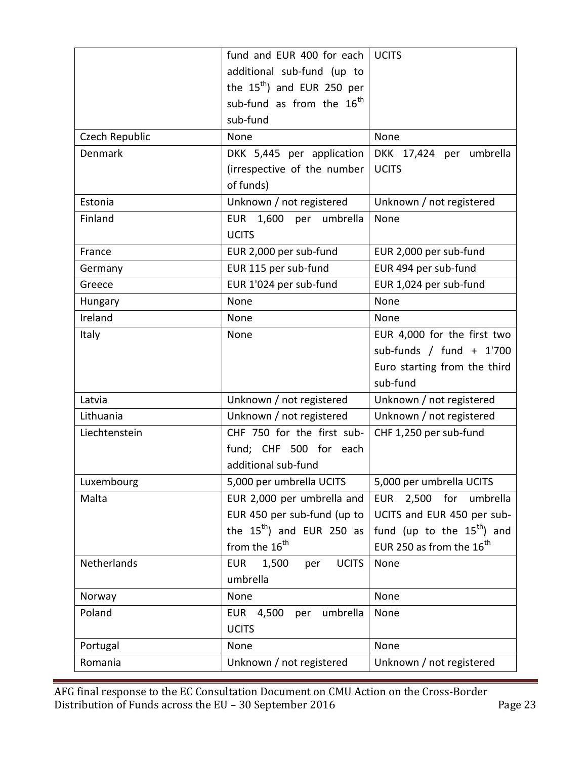| | | |
|---|---|---|
| | fund and EUR 400 for each additional sub-fund (up to the 15th) and EUR 250 per sub-fund as from the 16th sub-fund | UCITS |
| Czech Republic | None | None |
| Denmark | DKK 5,445 per application (irrespective of the number of funds) | DKK 17,424 per umbrella UCITS |
| Estonia | Unknown / not registered | Unknown / not registered |
| Finland | EUR 1,600 per umbrella UCITS | None |
| France | EUR 2,000 per sub-fund | EUR 2,000 per sub-fund |
| Germany | EUR 115 per sub-fund | EUR 494 per sub-fund |
| Greece | EUR 1'024 per sub-fund | EUR 1,024 per sub-fund |
| Hungary | None | None |
| Ireland | None | None |
| Italy | None | EUR 4,000 for the first two sub-funds / fund + 1'700 Euro starting from the third sub-fund |
| Latvia | Unknown / not registered | Unknown / not registered |
| Lithuania | Unknown / not registered | Unknown / not registered |
| Liechtenstein | CHF 750 for the first sub-fund; CHF 500 for each additional sub-fund | CHF 1,250 per sub-fund |
| Luxembourg | 5,000 per umbrella UCITS | 5,000 per umbrella UCITS |
| Malta | EUR 2,000 per umbrella and EUR 450 per sub-fund (up to the 15th) and EUR 250 as from the 16th | EUR 2,500 for umbrella UCITS and EUR 450 per sub-fund (up to the 15th) and EUR 250 as from the 16th |
| Netherlands | EUR 1,500 per UCITS umbrella | None |
| Norway | None | None |
| Poland | EUR 4,500 per umbrella UCITS | None |
| Portugal | None | None |
| Romania | Unknown / not registered | Unknown / not registered |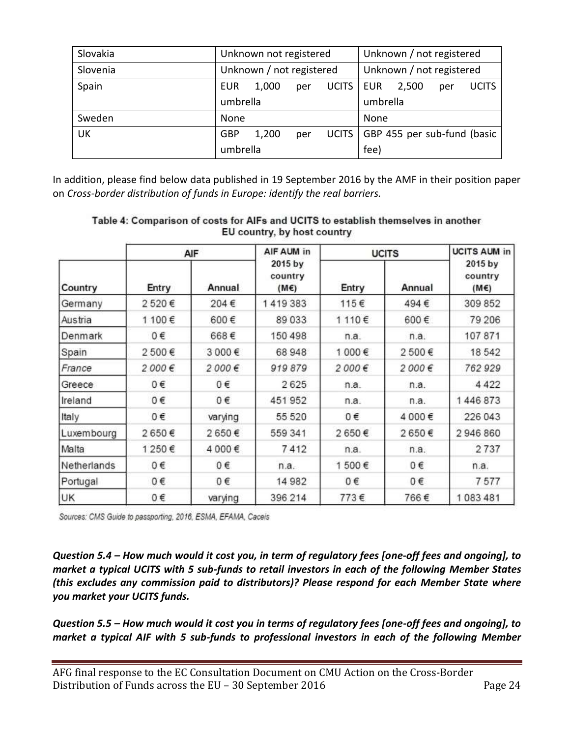| Slovakia | Unknown not registered | Unknown / not registered |
|---|---|---|
| Slovenia | Unknown / not registered | Unknown / not registered |
| Spain | EUR 1,000 per UCITS umbrella | EUR 2,500 per UCITS umbrella |
| Sweden | None | None |
| UK | GBP 1,200 per UCITS umbrella | GBP 455 per sub-fund (basic fee) |

In addition, please find below data published in 19 September 2016 by the AMF in their position paper on *Cross-border distribution of funds in Europe: identify the real barriers.*

**Table 4: Comparison of costs for AIFs and UCITS to establish themselves in another EU country, by host country**

| Country | AIF | | AIF AUM in 2015 by country (M€) | UCITS | | UCITS AUM in 2015 by country (M€) |
|---|---|---|---|---|---|---|
| | Entry | Annual | | Entry | Annual | |
| Germany | 2 520 € | 204 € | 1 419 383 | 115 € | 494 € | 309 852 |
| Austria | 1 100 € | 600 € | 89 033 | 1 110 € | 600 € | 79 206 |
| Denmark | 0 € | 668 € | 150 498 | n.a. | n.a. | 107 871 |
| Spain | 2 500 € | 3 000 € | 68 948 | 1 000 € | 2 500 € | 18 542 |
| *France* | *2 000 €* | *2 000 €* | *919 879* | *2 000 €* | *2 000 €* | *762 929* |
| Greece | 0 € | 0 € | 2 625 | n.a. | n.a. | 4 422 |
| Ireland | 0 € | 0 € | 451 952 | n.a. | n.a. | 1 446 873 |
| Italy | 0 € | varying | 55 520 | 0 € | 4 000 € | 226 043 |
| Luxembourg | 2 650 € | 2 650 € | 559 341 | 2 650 € | 2 650 € | 2 946 860 |
| Malta | 1 250 € | 4 000 € | 7 412 | n.a. | n.a. | 2 737 |
| Netherlands | 0 € | 0 € | n.a. | 1 500 € | 0 € | n.a. |
| Portugal | 0 € | 0 € | 14 982 | 0 € | 0 € | 7 577 |
| UK | 0 € | varying | 396 214 | 773 € | 766 € | 1 083 481 |

Sources: CMS Guide to passporting, 2016, ESMA, EFAMA, Caceis

***Question 5.4 – How much would it cost you, in term of regulatory fees [one-off fees and ongoing], to market a typical UCITS with 5 sub-funds to retail investors in each of the following Member States (this excludes any commission paid to distributors)? Please respond for each Member State where you market your UCITS funds.***

***Question 5.5 – How much would it cost you in terms of regulatory fees [one-off fees and ongoing], to market a typical AIF with 5 sub-funds to professional investors in each of the following Member***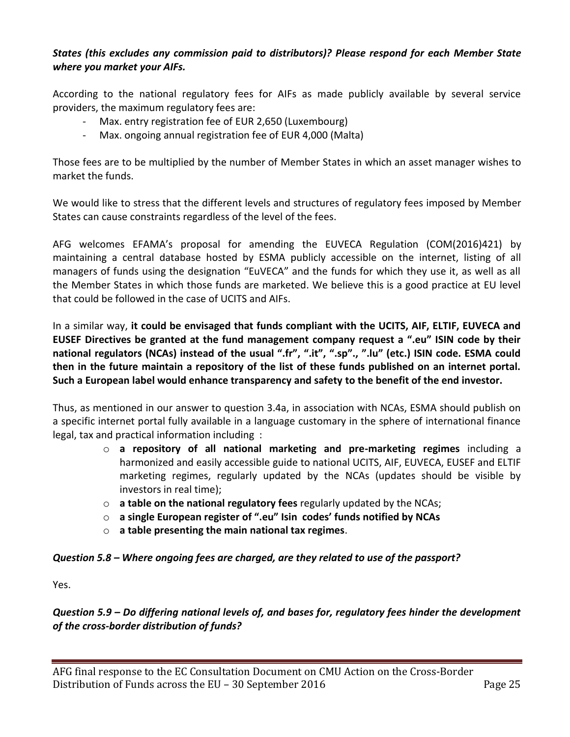***States (this excludes any commission paid to distributors)? Please respond for each Member State where you market your AIFs.***

According to the national regulatory fees for AIFs as made publicly available by several service providers, the maximum regulatory fees are:

- Max. entry registration fee of EUR 2,650 (Luxembourg)
- Max. ongoing annual registration fee of EUR 4,000 (Malta)

Those fees are to be multiplied by the number of Member States in which an asset manager wishes to market the funds.

We would like to stress that the different levels and structures of regulatory fees imposed by Member States can cause constraints regardless of the level of the fees.

AFG welcomes EFAMA's proposal for amending the EUVECA Regulation (COM(2016)421) by maintaining a central database hosted by ESMA publicly accessible on the internet, listing of all managers of funds using the designation "EuVECA" and the funds for which they use it, as well as all the Member States in which those funds are marketed. We believe this is a good practice at EU level that could be followed in the case of UCITS and AIFs.

In a similar way, **it could be envisaged that funds compliant with the UCITS, AIF, ELTIF, EUVECA and EUSEF Directives be granted at the fund management company request a ".eu" ISIN code by their national regulators (NCAs) instead of the usual ".fr", ".it", ".sp"., ".lu" (etc.) ISIN code. ESMA could then in the future maintain a repository of the list of these funds published on an internet portal. Such a European label would enhance transparency and safety to the benefit of the end investor.**

Thus, as mentioned in our answer to question 3.4a, in association with NCAs, ESMA should publish on a specific internet portal fully available in a language customary in the sphere of international finance legal, tax and practical information including :

- **a repository of all national marketing and pre-marketing regimes** including a harmonized and easily accessible guide to national UCITS, AIF, EUVECA, EUSEF and ELTIF marketing regimes, regularly updated by the NCAs (updates should be visible by investors in real time);
- **a table on the national regulatory fees** regularly updated by the NCAs;
- **a single European register of ".eu" Isin codes' funds notified by NCAs**
- **a table presenting the main national tax regimes**.

***Question 5.8 – Where ongoing fees are charged, are they related to use of the passport?***

Yes.

***Question 5.9 – Do differing national levels of, and bases for, regulatory fees hinder the development of the cross-border distribution of funds?***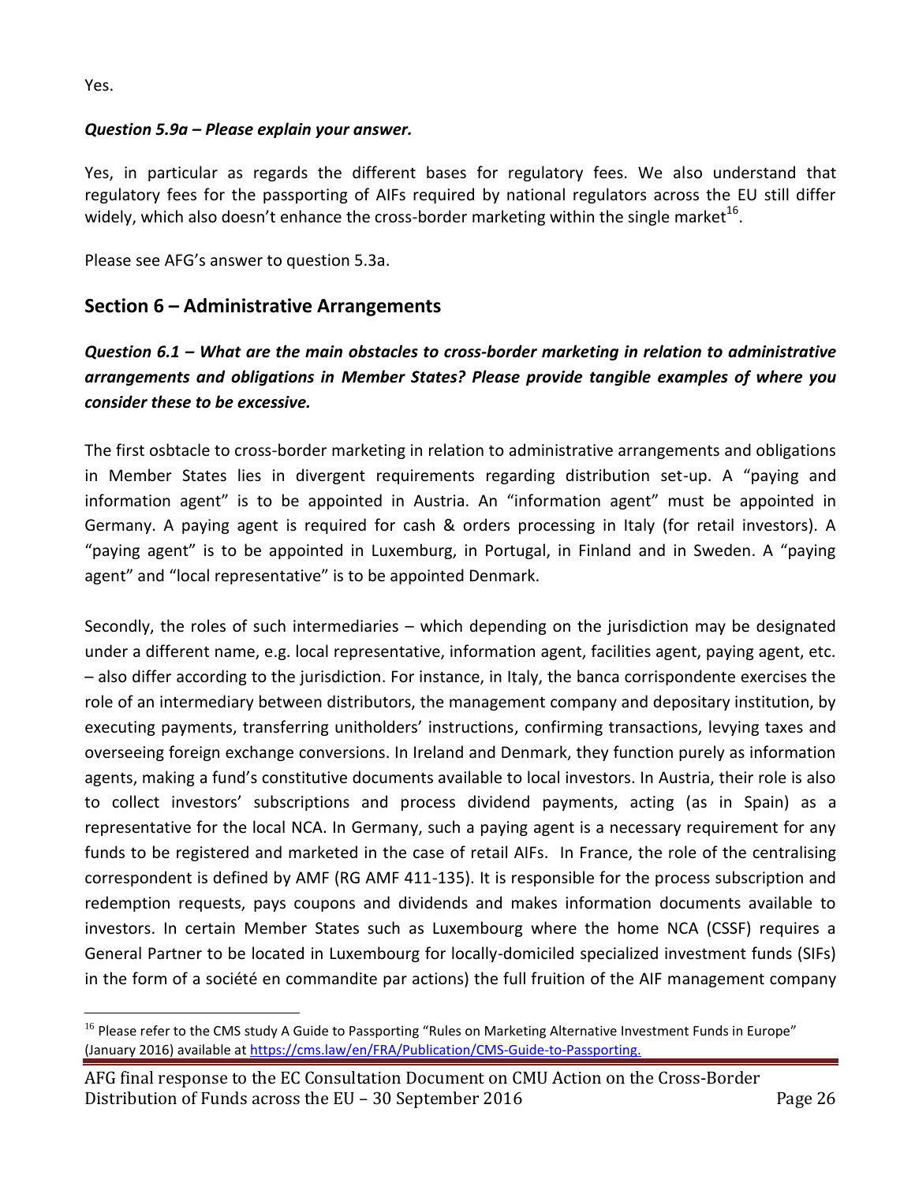Yes.

***Question 5.9a – Please explain your answer.***

Yes, in particular as regards the different bases for regulatory fees. We also understand that regulatory fees for the passporting of AIFs required by national regulators across the EU still differ widely, which also doesn't enhance the cross-border marketing within the single market[16].

Please see AFG's answer to question 5.3a.

## Section 6 – Administrative Arrangements

***Question 6.1 – What are the main obstacles to cross-border marketing in relation to administrative arrangements and obligations in Member States? Please provide tangible examples of where you consider these to be excessive.***

The first osbtacle to cross-border marketing in relation to administrative arrangements and obligations in Member States lies in divergent requirements regarding distribution set-up. A "paying and information agent" is to be appointed in Austria. An "information agent" must be appointed in Germany. A paying agent is required for cash & orders processing in Italy (for retail investors). A "paying agent" is to be appointed in Luxemburg, in Portugal, in Finland and in Sweden. A "paying agent" and "local representative" is to be appointed Denmark.

Secondly, the roles of such intermediaries – which depending on the jurisdiction may be designated under a different name, e.g. local representative, information agent, facilities agent, paying agent, etc. – also differ according to the jurisdiction. For instance, in Italy, the banca corrispondente exercises the role of an intermediary between distributors, the management company and depositary institution, by executing payments, transferring unitholders' instructions, confirming transactions, levying taxes and overseeing foreign exchange conversions. In Ireland and Denmark, they function purely as information agents, making a fund's constitutive documents available to local investors. In Austria, their role is also to collect investors' subscriptions and process dividend payments, acting (as in Spain) as a representative for the local NCA. In Germany, such a paying agent is a necessary requirement for any funds to be registered and marketed in the case of retail AIFs. In France, the role of the centralising correspondent is defined by AMF (RG AMF 411-135). It is responsible for the process subscription and redemption requests, pays coupons and dividends and makes information documents available to investors. In certain Member States such as Luxembourg where the home NCA (CSSF) requires a General Partner to be located in Luxembourg for locally-domiciled specialized investment funds (SIFs) in the form of a société en commandite par actions) the full fruition of the AIF management company

---

[16] Please refer to the CMS study A Guide to Passporting "Rules on Marketing Alternative Investment Funds in Europe" (January 2016) available at https://cms.law/en/FRA/Publication/CMS-Guide-to-Passporting.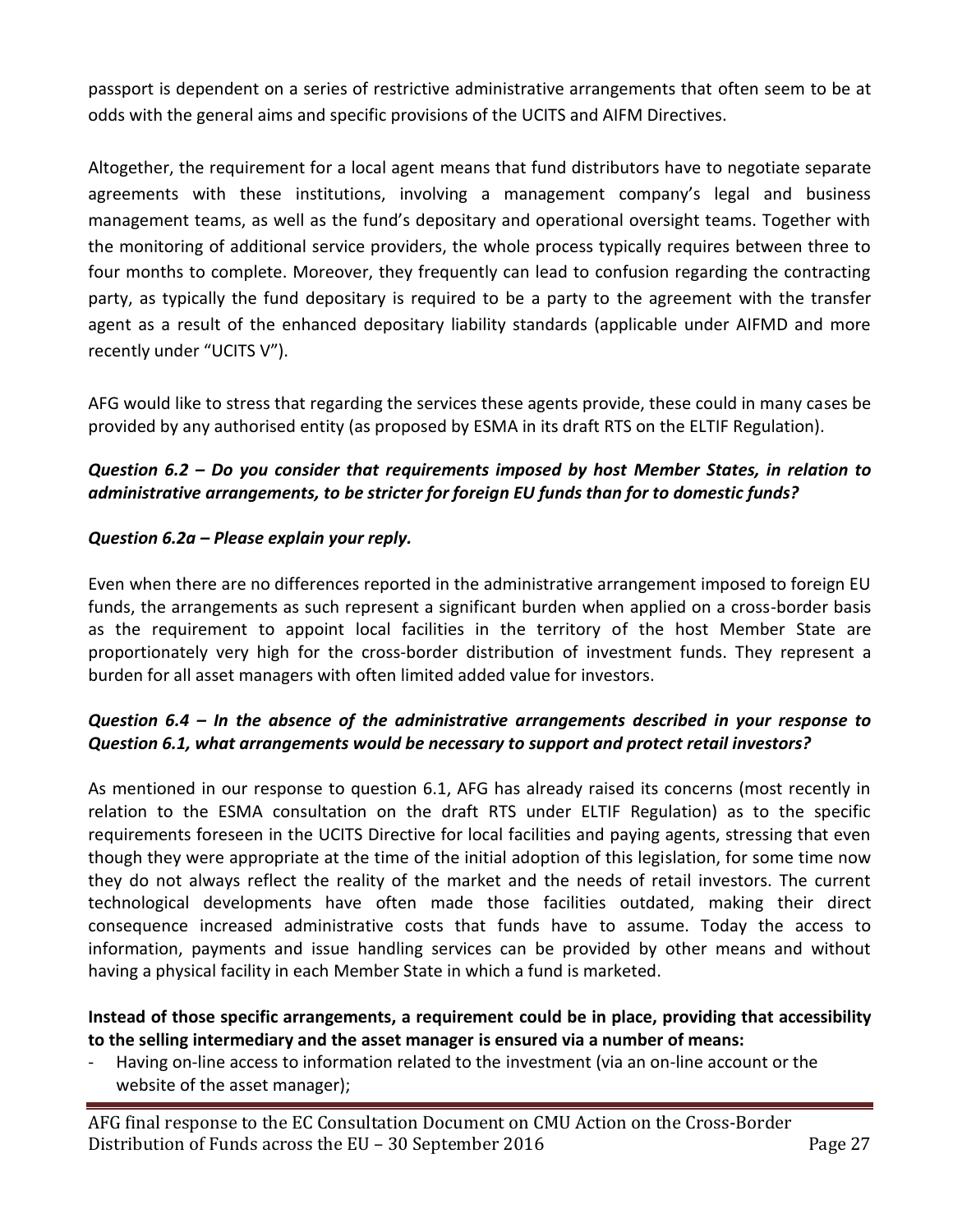passport is dependent on a series of restrictive administrative arrangements that often seem to be at odds with the general aims and specific provisions of the UCITS and AIFM Directives.

Altogether, the requirement for a local agent means that fund distributors have to negotiate separate agreements with these institutions, involving a management company's legal and business management teams, as well as the fund's depositary and operational oversight teams. Together with the monitoring of additional service providers, the whole process typically requires between three to four months to complete. Moreover, they frequently can lead to confusion regarding the contracting party, as typically the fund depositary is required to be a party to the agreement with the transfer agent as a result of the enhanced depositary liability standards (applicable under AIFMD and more recently under "UCITS V").

AFG would like to stress that regarding the services these agents provide, these could in many cases be provided by any authorised entity (as proposed by ESMA in its draft RTS on the ELTIF Regulation).

***Question 6.2 – Do you consider that requirements imposed by host Member States, in relation to administrative arrangements, to be stricter for foreign EU funds than for to domestic funds?***

***Question 6.2a – Please explain your reply.***

Even when there are no differences reported in the administrative arrangement imposed to foreign EU funds, the arrangements as such represent a significant burden when applied on a cross-border basis as the requirement to appoint local facilities in the territory of the host Member State are proportionately very high for the cross-border distribution of investment funds. They represent a burden for all asset managers with often limited added value for investors.

***Question 6.4 – In the absence of the administrative arrangements described in your response to Question 6.1, what arrangements would be necessary to support and protect retail investors?***

As mentioned in our response to question 6.1, AFG has already raised its concerns (most recently in relation to the ESMA consultation on the draft RTS under ELTIF Regulation) as to the specific requirements foreseen in the UCITS Directive for local facilities and paying agents, stressing that even though they were appropriate at the time of the initial adoption of this legislation, for some time now they do not always reflect the reality of the market and the needs of retail investors. The current technological developments have often made those facilities outdated, making their direct consequence increased administrative costs that funds have to assume. Today the access to information, payments and issue handling services can be provided by other means and without having a physical facility in each Member State in which a fund is marketed.

**Instead of those specific arrangements, a requirement could be in place, providing that accessibility to the selling intermediary and the asset manager is ensured via a number of means:**

- Having on-line access to information related to the investment (via an on-line account or the website of the asset manager);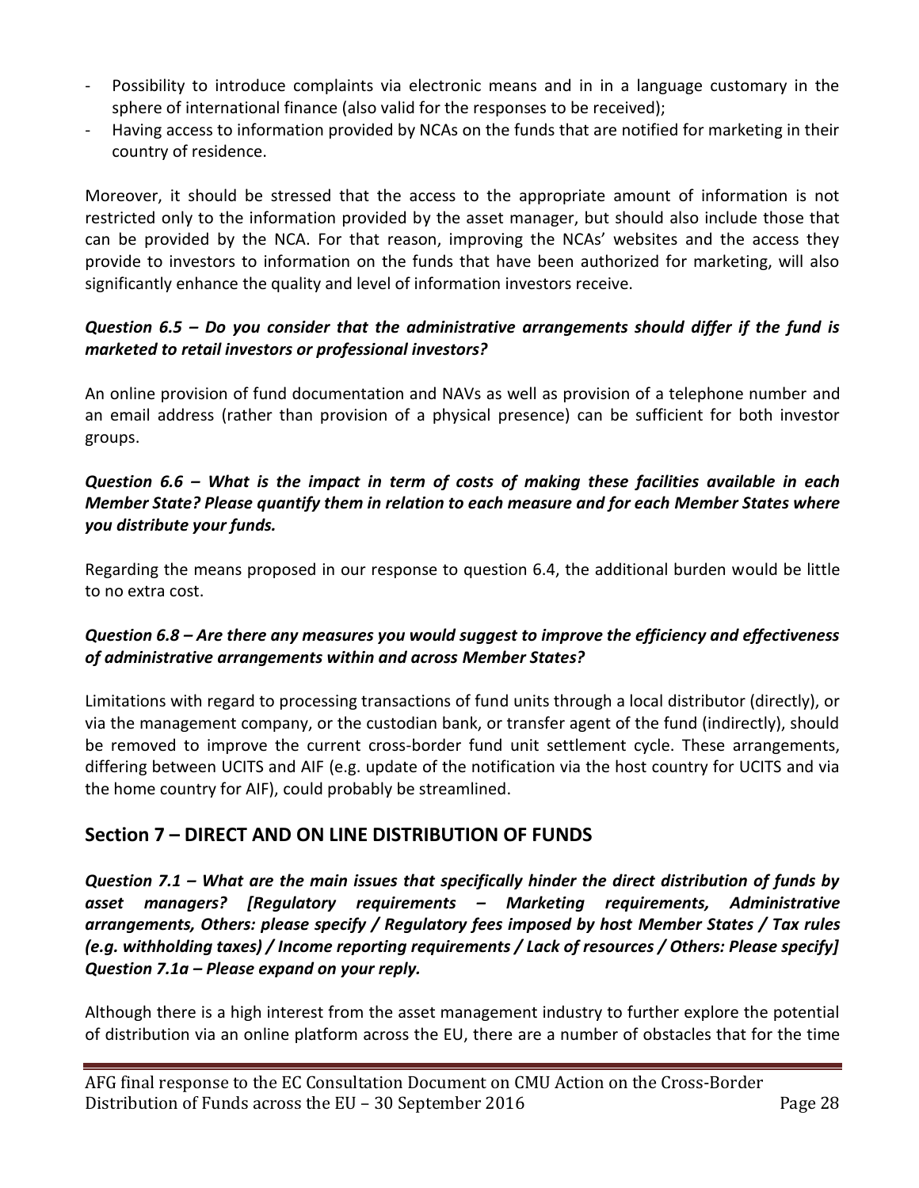- Possibility to introduce complaints via electronic means and in in a language customary in the sphere of international finance (also valid for the responses to be received);
- Having access to information provided by NCAs on the funds that are notified for marketing in their country of residence.

Moreover, it should be stressed that the access to the appropriate amount of information is not restricted only to the information provided by the asset manager, but should also include those that can be provided by the NCA. For that reason, improving the NCAs' websites and the access they provide to investors to information on the funds that have been authorized for marketing, will also significantly enhance the quality and level of information investors receive.

***Question 6.5 – Do you consider that the administrative arrangements should differ if the fund is marketed to retail investors or professional investors?***

An online provision of fund documentation and NAVs as well as provision of a telephone number and an email address (rather than provision of a physical presence) can be sufficient for both investor groups.

***Question 6.6 – What is the impact in term of costs of making these facilities available in each Member State? Please quantify them in relation to each measure and for each Member States where you distribute your funds.***

Regarding the means proposed in our response to question 6.4, the additional burden would be little to no extra cost.

***Question 6.8 – Are there any measures you would suggest to improve the efficiency and effectiveness of administrative arrangements within and across Member States?***

Limitations with regard to processing transactions of fund units through a local distributor (directly), or via the management company, or the custodian bank, or transfer agent of the fund (indirectly), should be removed to improve the current cross-border fund unit settlement cycle. These arrangements, differing between UCITS and AIF (e.g. update of the notification via the host country for UCITS and via the home country for AIF), could probably be streamlined.

## Section 7 – DIRECT AND ON LINE DISTRIBUTION OF FUNDS

***Question 7.1 – What are the main issues that specifically hinder the direct distribution of funds by asset managers? [Regulatory requirements – Marketing requirements, Administrative arrangements, Others: please specify / Regulatory fees imposed by host Member States / Tax rules (e.g. withholding taxes) / Income reporting requirements / Lack of resources / Others: Please specify]***
***Question 7.1a – Please expand on your reply.***

Although there is a high interest from the asset management industry to further explore the potential of distribution via an online platform across the EU, there are a number of obstacles that for the time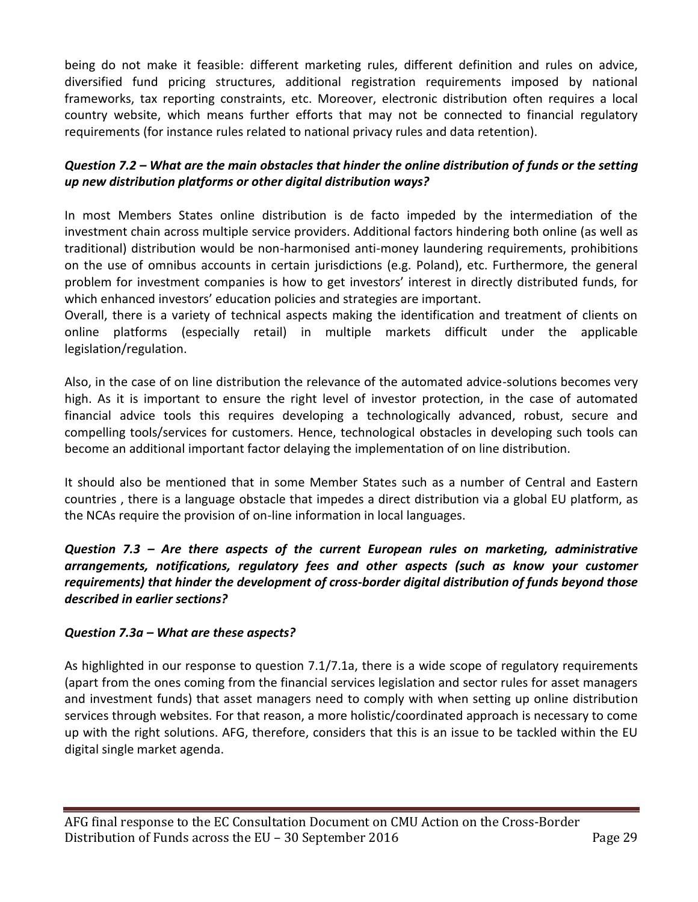being do not make it feasible: different marketing rules, different definition and rules on advice, diversified fund pricing structures, additional registration requirements imposed by national frameworks, tax reporting constraints, etc. Moreover, electronic distribution often requires a local country website, which means further efforts that may not be connected to financial regulatory requirements (for instance rules related to national privacy rules and data retention).

***Question 7.2 – What are the main obstacles that hinder the online distribution of funds or the setting up new distribution platforms or other digital distribution ways?***

In most Members States online distribution is de facto impeded by the intermediation of the investment chain across multiple service providers. Additional factors hindering both online (as well as traditional) distribution would be non-harmonised anti-money laundering requirements, prohibitions on the use of omnibus accounts in certain jurisdictions (e.g. Poland), etc. Furthermore, the general problem for investment companies is how to get investors' interest in directly distributed funds, for which enhanced investors' education policies and strategies are important.
Overall, there is a variety of technical aspects making the identification and treatment of clients on online platforms (especially retail) in multiple markets difficult under the applicable legislation/regulation.

Also, in the case of on line distribution the relevance of the automated advice-solutions becomes very high. As it is important to ensure the right level of investor protection, in the case of automated financial advice tools this requires developing a technologically advanced, robust, secure and compelling tools/services for customers. Hence, technological obstacles in developing such tools can become an additional important factor delaying the implementation of on line distribution.

It should also be mentioned that in some Member States such as a number of Central and Eastern countries , there is a language obstacle that impedes a direct distribution via a global EU platform, as the NCAs require the provision of on-line information in local languages.

***Question 7.3 – Are there aspects of the current European rules on marketing, administrative arrangements, notifications, regulatory fees and other aspects (such as know your customer requirements) that hinder the development of cross-border digital distribution of funds beyond those described in earlier sections?***

***Question 7.3a – What are these aspects?***

As highlighted in our response to question 7.1/7.1a, there is a wide scope of regulatory requirements (apart from the ones coming from the financial services legislation and sector rules for asset managers and investment funds) that asset managers need to comply with when setting up online distribution services through websites. For that reason, a more holistic/coordinated approach is necessary to come up with the right solutions. AFG, therefore, considers that this is an issue to be tackled within the EU digital single market agenda.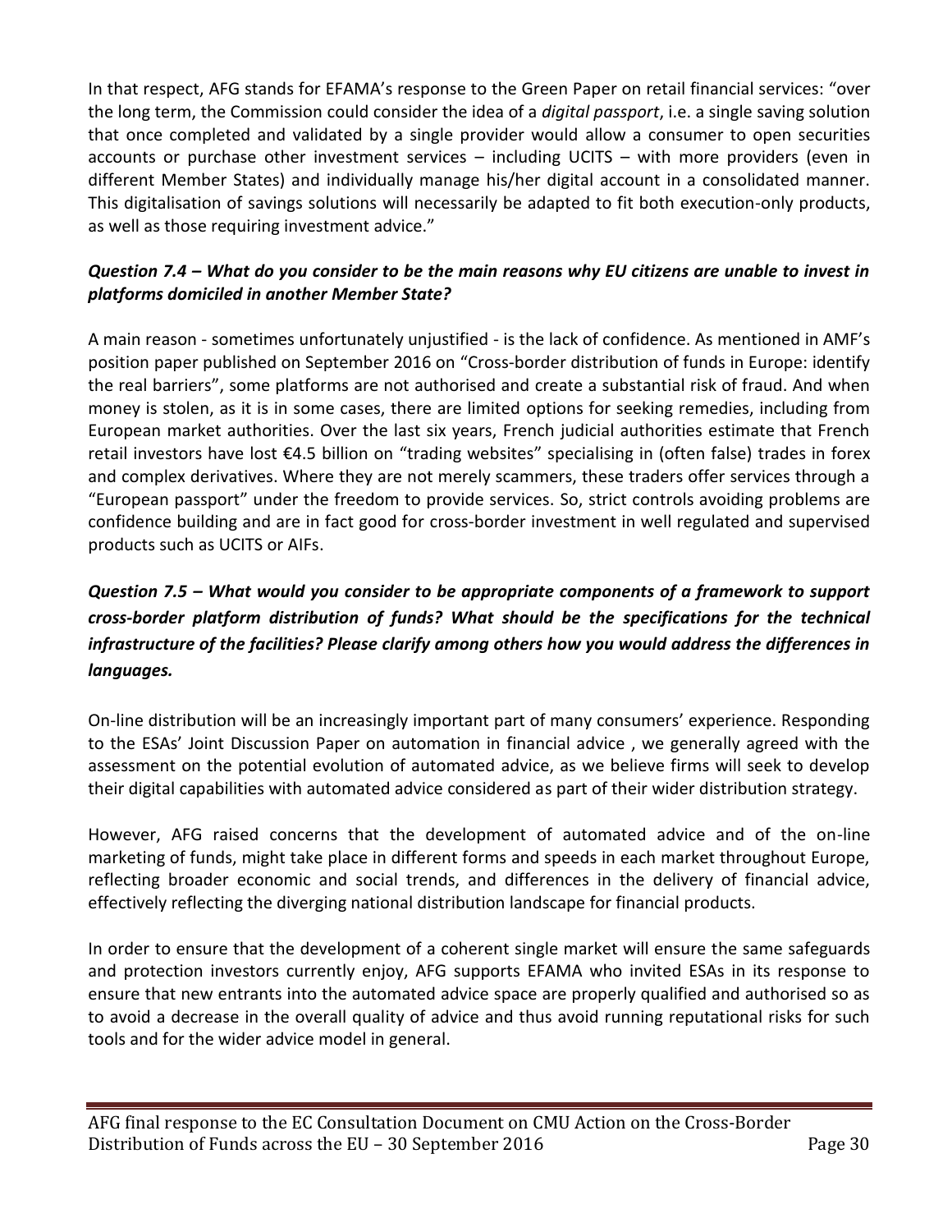In that respect, AFG stands for EFAMA's response to the Green Paper on retail financial services: "over the long term, the Commission could consider the idea of a *digital passport*, i.e. a single saving solution that once completed and validated by a single provider would allow a consumer to open securities accounts or purchase other investment services – including UCITS – with more providers (even in different Member States) and individually manage his/her digital account in a consolidated manner. This digitalisation of savings solutions will necessarily be adapted to fit both execution-only products, as well as those requiring investment advice."

***Question 7.4 – What do you consider to be the main reasons why EU citizens are unable to invest in platforms domiciled in another Member State?***

A main reason - sometimes unfortunately unjustified - is the lack of confidence. As mentioned in AMF's position paper published on September 2016 on "Cross-border distribution of funds in Europe: identify the real barriers", some platforms are not authorised and create a substantial risk of fraud. And when money is stolen, as it is in some cases, there are limited options for seeking remedies, including from European market authorities. Over the last six years, French judicial authorities estimate that French retail investors have lost €4.5 billion on "trading websites" specialising in (often false) trades in forex and complex derivatives. Where they are not merely scammers, these traders offer services through a "European passport" under the freedom to provide services. So, strict controls avoiding problems are confidence building and are in fact good for cross-border investment in well regulated and supervised products such as UCITS or AIFs.

***Question 7.5 – What would you consider to be appropriate components of a framework to support cross-border platform distribution of funds? What should be the specifications for the technical infrastructure of the facilities? Please clarify among others how you would address the differences in languages.***

On-line distribution will be an increasingly important part of many consumers' experience. Responding to the ESAs' Joint Discussion Paper on automation in financial advice , we generally agreed with the assessment on the potential evolution of automated advice, as we believe firms will seek to develop their digital capabilities with automated advice considered as part of their wider distribution strategy.

However, AFG raised concerns that the development of automated advice and of the on-line marketing of funds, might take place in different forms and speeds in each market throughout Europe, reflecting broader economic and social trends, and differences in the delivery of financial advice, effectively reflecting the diverging national distribution landscape for financial products.

In order to ensure that the development of a coherent single market will ensure the same safeguards and protection investors currently enjoy, AFG supports EFAMA who invited ESAs in its response to ensure that new entrants into the automated advice space are properly qualified and authorised so as to avoid a decrease in the overall quality of advice and thus avoid running reputational risks for such tools and for the wider advice model in general.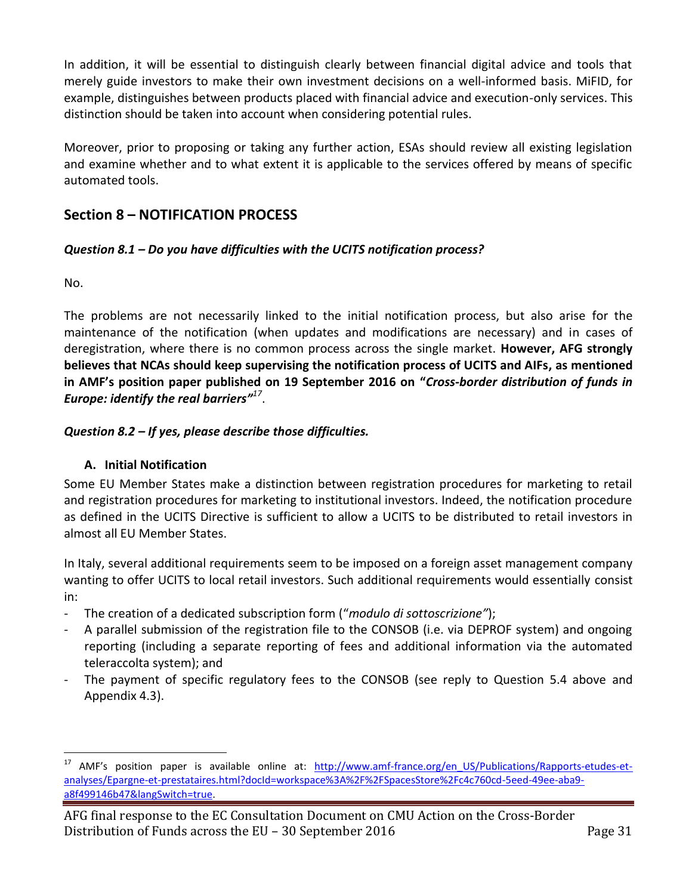In addition, it will be essential to distinguish clearly between financial digital advice and tools that merely guide investors to make their own investment decisions on a well-informed basis. MiFID, for example, distinguishes between products placed with financial advice and execution-only services. This distinction should be taken into account when considering potential rules.

Moreover, prior to proposing or taking any further action, ESAs should review all existing legislation and examine whether and to what extent it is applicable to the services offered by means of specific automated tools.

## Section 8 – NOTIFICATION PROCESS

***Question 8.1 – Do you have difficulties with the UCITS notification process?***

No.

The problems are not necessarily linked to the initial notification process, but also arise for the maintenance of the notification (when updates and modifications are necessary) and in cases of deregistration, where there is no common process across the single market. **However, AFG strongly believes that NCAs should keep supervising the notification process of UCITS and AIFs, as mentioned in AMF's position paper published on 19 September 2016 on "*Cross-border distribution of funds in Europe: identify the real barriers*"**[17].

***Question 8.2 – If yes, please describe those difficulties.***

**A. Initial Notification**

Some EU Member States make a distinction between registration procedures for marketing to retail and registration procedures for marketing to institutional investors. Indeed, the notification procedure as defined in the UCITS Directive is sufficient to allow a UCITS to be distributed to retail investors in almost all EU Member States.

In Italy, several additional requirements seem to be imposed on a foreign asset management company wanting to offer UCITS to local retail investors. Such additional requirements would essentially consist in:

- The creation of a dedicated subscription form (*"modulo di sottoscrizione"*);
- A parallel submission of the registration file to the CONSOB (i.e. via DEPROF system) and ongoing reporting (including a separate reporting of fees and additional information via the automated teleraccolta system); and
- The payment of specific regulatory fees to the CONSOB (see reply to Question 5.4 above and Appendix 4.3).

---

[17] AMF's position paper is available online at: http://www.amf-france.org/en_US/Publications/Rapports-etudes-et-analyses/Epargne-et-prestataires.html?docId=workspace%3A%2F%2FSpacesStore%2Fc4c760cd-5eed-49ee-aba9-a8f499146b47&langSwitch=true.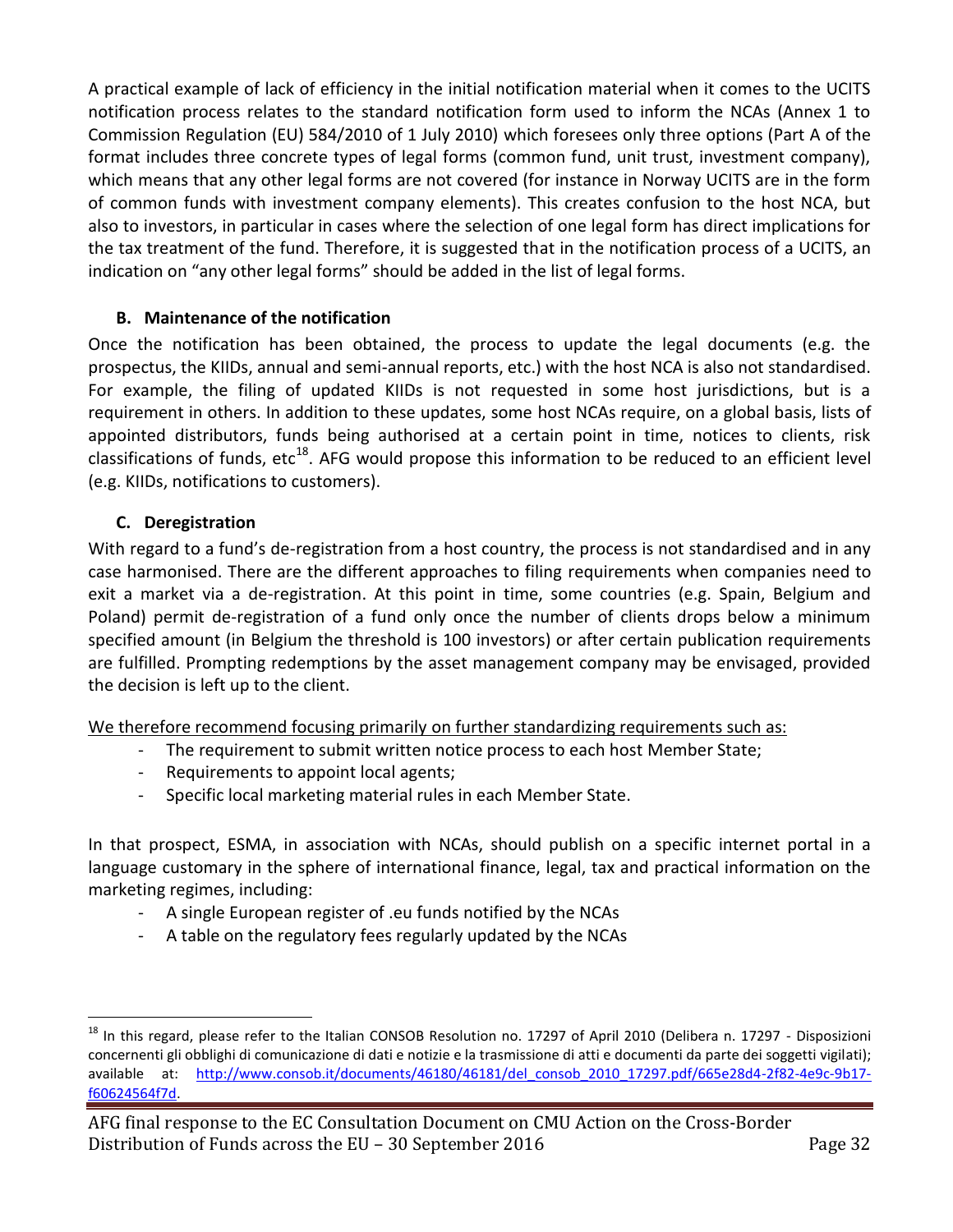A practical example of lack of efficiency in the initial notification material when it comes to the UCITS notification process relates to the standard notification form used to inform the NCAs (Annex 1 to Commission Regulation (EU) 584/2010 of 1 July 2010) which foresees only three options (Part A of the format includes three concrete types of legal forms (common fund, unit trust, investment company), which means that any other legal forms are not covered (for instance in Norway UCITS are in the form of common funds with investment company elements). This creates confusion to the host NCA, but also to investors, in particular in cases where the selection of one legal form has direct implications for the tax treatment of the fund. Therefore, it is suggested that in the notification process of a UCITS, an indication on "any other legal forms" should be added in the list of legal forms.

### B. Maintenance of the notification

Once the notification has been obtained, the process to update the legal documents (e.g. the prospectus, the KIIDs, annual and semi-annual reports, etc.) with the host NCA is also not standardised. For example, the filing of updated KIIDs is not requested in some host jurisdictions, but is a requirement in others. In addition to these updates, some host NCAs require, on a global basis, lists of appointed distributors, funds being authorised at a certain point in time, notices to clients, risk classifications of funds, etc[18]. AFG would propose this information to be reduced to an efficient level (e.g. KIIDs, notifications to customers).

### C. Deregistration

With regard to a fund's de-registration from a host country, the process is not standardised and in any case harmonised. There are the different approaches to filing requirements when companies need to exit a market via a de-registration. At this point in time, some countries (e.g. Spain, Belgium and Poland) permit de-registration of a fund only once the number of clients drops below a minimum specified amount (in Belgium the threshold is 100 investors) or after certain publication requirements are fulfilled. Prompting redemptions by the asset management company may be envisaged, provided the decision is left up to the client.

<u>We therefore recommend focusing primarily on further standardizing requirements such as:</u>

- The requirement to submit written notice process to each host Member State;
- Requirements to appoint local agents;
- Specific local marketing material rules in each Member State.

In that prospect, ESMA, in association with NCAs, should publish on a specific internet portal in a language customary in the sphere of international finance, legal, tax and practical information on the marketing regimes, including:

- A single European register of .eu funds notified by the NCAs
- A table on the regulatory fees regularly updated by the NCAs

---

[18] In this regard, please refer to the Italian CONSOB Resolution no. 17297 of April 2010 (Delibera n. 17297 - Disposizioni concernenti gli obblighi di comunicazione di dati e notizie e la trasmissione di atti e documenti da parte dei soggetti vigilati); available at: http://www.consob.it/documents/46180/46181/del_consob_2010_17297.pdf/665e28d4-2f82-4e9c-9b17-f60624564f7d.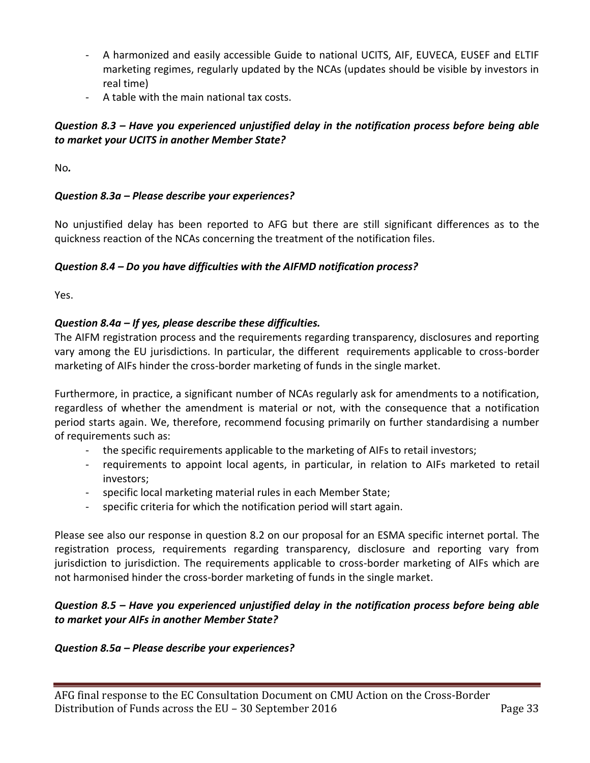- A harmonized and easily accessible Guide to national UCITS, AIF, EUVECA, EUSEF and ELTIF marketing regimes, regularly updated by the NCAs (updates should be visible by investors in real time)
- A table with the main national tax costs.

***Question 8.3 – Have you experienced unjustified delay in the notification process before being able to market your UCITS in another Member State?***

No***.***

***Question 8.3a – Please describe your experiences?***

No unjustified delay has been reported to AFG but there are still significant differences as to the quickness reaction of the NCAs concerning the treatment of the notification files.

***Question 8.4 – Do you have difficulties with the AIFMD notification process?***

Yes.

***Question 8.4a – If yes, please describe these difficulties.***

The AIFM registration process and the requirements regarding transparency, disclosures and reporting vary among the EU jurisdictions. In particular, the different requirements applicable to cross-border marketing of AIFs hinder the cross-border marketing of funds in the single market.

Furthermore, in practice, a significant number of NCAs regularly ask for amendments to a notification, regardless of whether the amendment is material or not, with the consequence that a notification period starts again. We, therefore, recommend focusing primarily on further standardising a number of requirements such as:

- the specific requirements applicable to the marketing of AIFs to retail investors;
- requirements to appoint local agents, in particular, in relation to AIFs marketed to retail investors;
- specific local marketing material rules in each Member State;
- specific criteria for which the notification period will start again.

Please see also our response in question 8.2 on our proposal for an ESMA specific internet portal. The registration process, requirements regarding transparency, disclosure and reporting vary from jurisdiction to jurisdiction. The requirements applicable to cross-border marketing of AIFs which are not harmonised hinder the cross-border marketing of funds in the single market.

***Question 8.5 – Have you experienced unjustified delay in the notification process before being able to market your AIFs in another Member State?***

***Question 8.5a – Please describe your experiences?***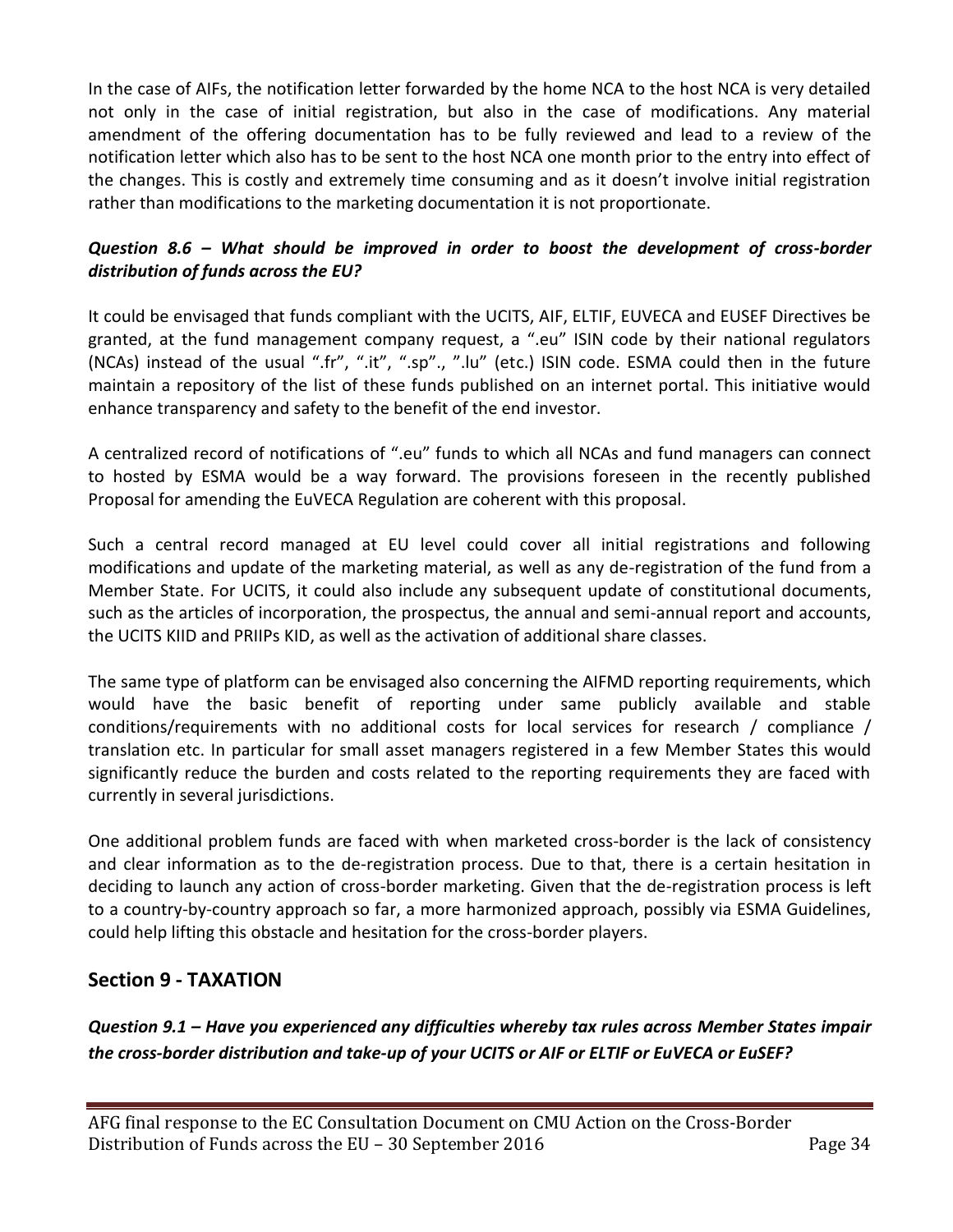In the case of AIFs, the notification letter forwarded by the home NCA to the host NCA is very detailed not only in the case of initial registration, but also in the case of modifications. Any material amendment of the offering documentation has to be fully reviewed and lead to a review of the notification letter which also has to be sent to the host NCA one month prior to the entry into effect of the changes. This is costly and extremely time consuming and as it doesn't involve initial registration rather than modifications to the marketing documentation it is not proportionate.

***Question 8.6 – What should be improved in order to boost the development of cross-border distribution of funds across the EU?***

It could be envisaged that funds compliant with the UCITS, AIF, ELTIF, EUVECA and EUSEF Directives be granted, at the fund management company request, a ".eu" ISIN code by their national regulators (NCAs) instead of the usual ".fr", ".it", ".sp"., ".lu" (etc.) ISIN code. ESMA could then in the future maintain a repository of the list of these funds published on an internet portal. This initiative would enhance transparency and safety to the benefit of the end investor.

A centralized record of notifications of ".eu" funds to which all NCAs and fund managers can connect to hosted by ESMA would be a way forward. The provisions foreseen in the recently published Proposal for amending the EuVECA Regulation are coherent with this proposal.

Such a central record managed at EU level could cover all initial registrations and following modifications and update of the marketing material, as well as any de-registration of the fund from a Member State. For UCITS, it could also include any subsequent update of constitutional documents, such as the articles of incorporation, the prospectus, the annual and semi-annual report and accounts, the UCITS KIID and PRIIPs KID, as well as the activation of additional share classes.

The same type of platform can be envisaged also concerning the AIFMD reporting requirements, which would have the basic benefit of reporting under same publicly available and stable conditions/requirements with no additional costs for local services for research / compliance / translation etc. In particular for small asset managers registered in a few Member States this would significantly reduce the burden and costs related to the reporting requirements they are faced with currently in several jurisdictions.

One additional problem funds are faced with when marketed cross-border is the lack of consistency and clear information as to the de-registration process. Due to that, there is a certain hesitation in deciding to launch any action of cross-border marketing. Given that the de-registration process is left to a country-by-country approach so far, a more harmonized approach, possibly via ESMA Guidelines, could help lifting this obstacle and hesitation for the cross-border players.

## Section 9 - TAXATION

***Question 9.1 – Have you experienced any difficulties whereby tax rules across Member States impair the cross-border distribution and take-up of your UCITS or AIF or ELTIF or EuVECA or EuSEF?***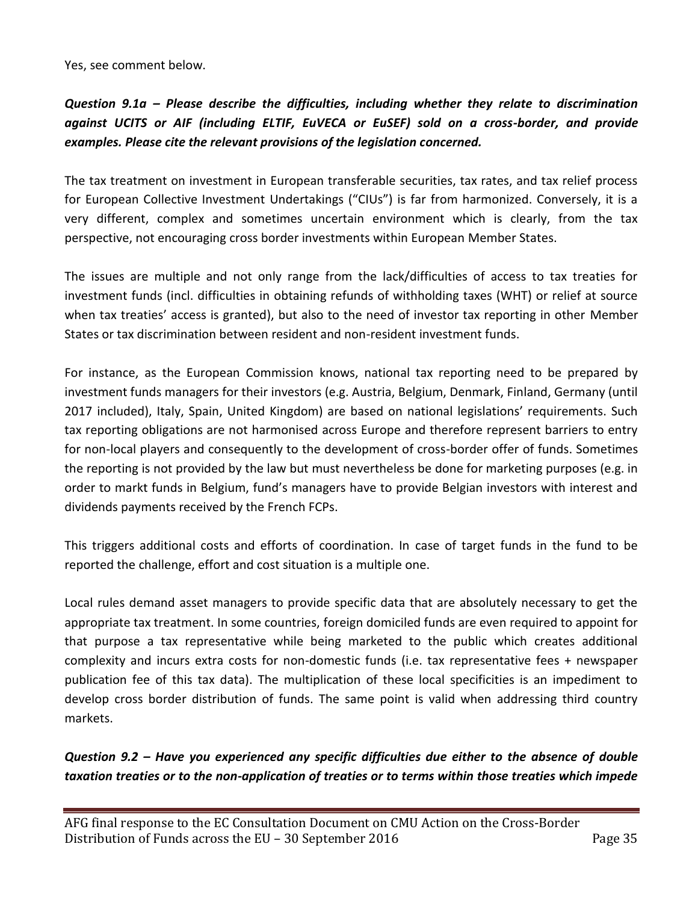Yes, see comment below.

***Question 9.1a – Please describe the difficulties, including whether they relate to discrimination against UCITS or AIF (including ELTIF, EuVECA or EuSEF) sold on a cross-border, and provide examples. Please cite the relevant provisions of the legislation concerned.***

The tax treatment on investment in European transferable securities, tax rates, and tax relief process for European Collective Investment Undertakings ("CIUs") is far from harmonized. Conversely, it is a very different, complex and sometimes uncertain environment which is clearly, from the tax perspective, not encouraging cross border investments within European Member States.

The issues are multiple and not only range from the lack/difficulties of access to tax treaties for investment funds (incl. difficulties in obtaining refunds of withholding taxes (WHT) or relief at source when tax treaties' access is granted), but also to the need of investor tax reporting in other Member States or tax discrimination between resident and non-resident investment funds.

For instance, as the European Commission knows, national tax reporting need to be prepared by investment funds managers for their investors (e.g. Austria, Belgium, Denmark, Finland, Germany (until 2017 included), Italy, Spain, United Kingdom) are based on national legislations' requirements. Such tax reporting obligations are not harmonised across Europe and therefore represent barriers to entry for non-local players and consequently to the development of cross-border offer of funds. Sometimes the reporting is not provided by the law but must nevertheless be done for marketing purposes (e.g. in order to markt funds in Belgium, fund's managers have to provide Belgian investors with interest and dividends payments received by the French FCPs.

This triggers additional costs and efforts of coordination. In case of target funds in the fund to be reported the challenge, effort and cost situation is a multiple one.

Local rules demand asset managers to provide specific data that are absolutely necessary to get the appropriate tax treatment. In some countries, foreign domiciled funds are even required to appoint for that purpose a tax representative while being marketed to the public which creates additional complexity and incurs extra costs for non-domestic funds (i.e. tax representative fees + newspaper publication fee of this tax data). The multiplication of these local specificities is an impediment to develop cross border distribution of funds. The same point is valid when addressing third country markets.

***Question 9.2 – Have you experienced any specific difficulties due either to the absence of double taxation treaties or to the non-application of treaties or to terms within those treaties which impede***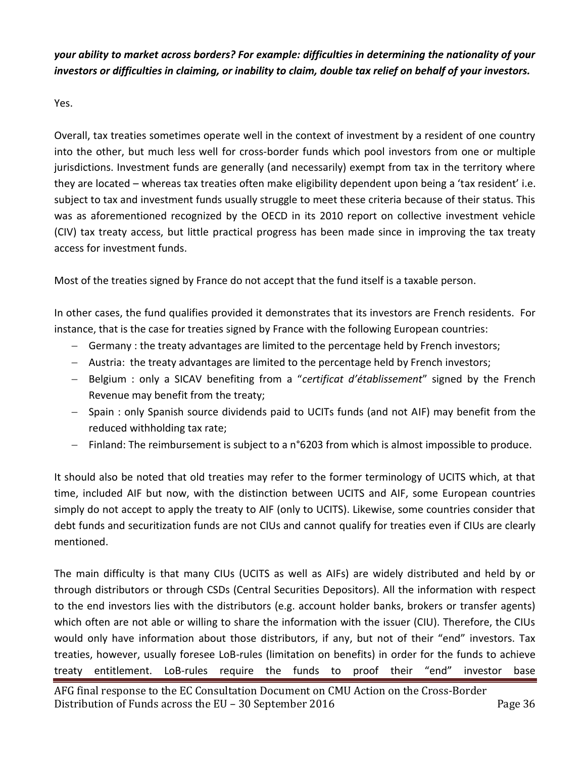***your ability to market across borders? For example: difficulties in determining the nationality of your investors or difficulties in claiming, or inability to claim, double tax relief on behalf of your investors.***

Yes.

Overall, tax treaties sometimes operate well in the context of investment by a resident of one country into the other, but much less well for cross-border funds which pool investors from one or multiple jurisdictions. Investment funds are generally (and necessarily) exempt from tax in the territory where they are located – whereas tax treaties often make eligibility dependent upon being a 'tax resident' i.e. subject to tax and investment funds usually struggle to meet these criteria because of their status. This was as aforementioned recognized by the OECD in its 2010 report on collective investment vehicle (CIV) tax treaty access, but little practical progress has been made since in improving the tax treaty access for investment funds.

Most of the treaties signed by France do not accept that the fund itself is a taxable person.

In other cases, the fund qualifies provided it demonstrates that its investors are French residents. For instance, that is the case for treaties signed by France with the following European countries:

- Germany : the treaty advantages are limited to the percentage held by French investors;
- Austria: the treaty advantages are limited to the percentage held by French investors;
- Belgium : only a SICAV benefiting from a "*certificat d'établissement*" signed by the French Revenue may benefit from the treaty;
- Spain : only Spanish source dividends paid to UCITs funds (and not AIF) may benefit from the reduced withholding tax rate;
- Finland: The reimbursement is subject to a n°6203 from which is almost impossible to produce.

It should also be noted that old treaties may refer to the former terminology of UCITS which, at that time, included AIF but now, with the distinction between UCITS and AIF, some European countries simply do not accept to apply the treaty to AIF (only to UCITS). Likewise, some countries consider that debt funds and securitization funds are not CIUs and cannot qualify for treaties even if CIUs are clearly mentioned.

The main difficulty is that many CIUs (UCITS as well as AIFs) are widely distributed and held by or through distributors or through CSDs (Central Securities Depositors). All the information with respect to the end investors lies with the distributors (e.g. account holder banks, brokers or transfer agents) which often are not able or willing to share the information with the issuer (CIU). Therefore, the CIUs would only have information about those distributors, if any, but not of their "end" investors. Tax treaties, however, usually foresee LoB-rules (limitation on benefits) in order for the funds to achieve treaty entitlement. LoB-rules require the funds to proof their "end" investor base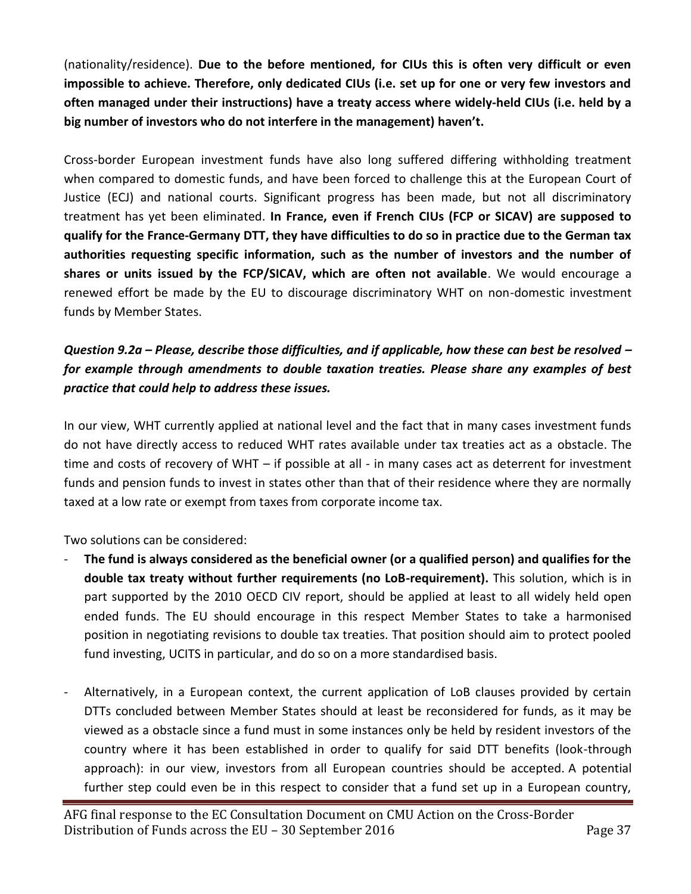(nationality/residence). **Due to the before mentioned, for CIUs this is often very difficult or even impossible to achieve. Therefore, only dedicated CIUs (i.e. set up for one or very few investors and often managed under their instructions) have a treaty access where widely-held CIUs (i.e. held by a big number of investors who do not interfere in the management) haven't.**

Cross-border European investment funds have also long suffered differing withholding treatment when compared to domestic funds, and have been forced to challenge this at the European Court of Justice (ECJ) and national courts. Significant progress has been made, but not all discriminatory treatment has yet been eliminated. **In France, even if French CIUs (FCP or SICAV) are supposed to qualify for the France-Germany DTT, they have difficulties to do so in practice due to the German tax authorities requesting specific information, such as the number of investors and the number of shares or units issued by the FCP/SICAV, which are often not available**. We would encourage a renewed effort be made by the EU to discourage discriminatory WHT on non-domestic investment funds by Member States.

***Question 9.2a – Please, describe those difficulties, and if applicable, how these can best be resolved – for example through amendments to double taxation treaties. Please share any examples of best practice that could help to address these issues.***

In our view, WHT currently applied at national level and the fact that in many cases investment funds do not have directly access to reduced WHT rates available under tax treaties act as a obstacle. The time and costs of recovery of WHT – if possible at all - in many cases act as deterrent for investment funds and pension funds to invest in states other than that of their residence where they are normally taxed at a low rate or exempt from taxes from corporate income tax.

Two solutions can be considered:

- **The fund is always considered as the beneficial owner (or a qualified person) and qualifies for the double tax treaty without further requirements (no LoB-requirement).** This solution, which is in part supported by the 2010 OECD CIV report, should be applied at least to all widely held open ended funds. The EU should encourage in this respect Member States to take a harmonised position in negotiating revisions to double tax treaties. That position should aim to protect pooled fund investing, UCITS in particular, and do so on a more standardised basis.

- Alternatively, in a European context, the current application of LoB clauses provided by certain DTTs concluded between Member States should at least be reconsidered for funds, as it may be viewed as a obstacle since a fund must in some instances only be held by resident investors of the country where it has been established in order to qualify for said DTT benefits (look-through approach): in our view, investors from all European countries should be accepted. A potential further step could even be in this respect to consider that a fund set up in a European country,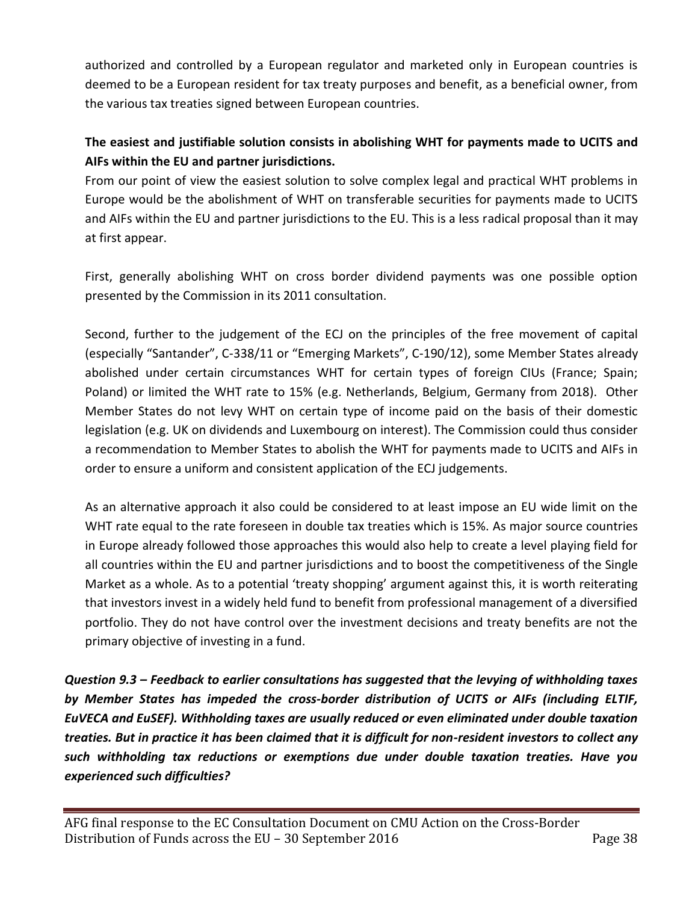authorized and controlled by a European regulator and marketed only in European countries is deemed to be a European resident for tax treaty purposes and benefit, as a beneficial owner, from the various tax treaties signed between European countries.

**The easiest and justifiable solution consists in abolishing WHT for payments made to UCITS and AIFs within the EU and partner jurisdictions.**

From our point of view the easiest solution to solve complex legal and practical WHT problems in Europe would be the abolishment of WHT on transferable securities for payments made to UCITS and AIFs within the EU and partner jurisdictions to the EU. This is a less radical proposal than it may at first appear.

First, generally abolishing WHT on cross border dividend payments was one possible option presented by the Commission in its 2011 consultation.

Second, further to the judgement of the ECJ on the principles of the free movement of capital (especially "Santander", C-338/11 or "Emerging Markets", C-190/12), some Member States already abolished under certain circumstances WHT for certain types of foreign CIUs (France; Spain; Poland) or limited the WHT rate to 15% (e.g. Netherlands, Belgium, Germany from 2018). Other Member States do not levy WHT on certain type of income paid on the basis of their domestic legislation (e.g. UK on dividends and Luxembourg on interest). The Commission could thus consider a recommendation to Member States to abolish the WHT for payments made to UCITS and AIFs in order to ensure a uniform and consistent application of the ECJ judgements.

As an alternative approach it also could be considered to at least impose an EU wide limit on the WHT rate equal to the rate foreseen in double tax treaties which is 15%. As major source countries in Europe already followed those approaches this would also help to create a level playing field for all countries within the EU and partner jurisdictions and to boost the competitiveness of the Single Market as a whole. As to a potential 'treaty shopping' argument against this, it is worth reiterating that investors invest in a widely held fund to benefit from professional management of a diversified portfolio. They do not have control over the investment decisions and treaty benefits are not the primary objective of investing in a fund.

***Question 9.3 – Feedback to earlier consultations has suggested that the levying of withholding taxes by Member States has impeded the cross-border distribution of UCITS or AIFs (including ELTIF, EuVECA and EuSEF). Withholding taxes are usually reduced or even eliminated under double taxation treaties. But in practice it has been claimed that it is difficult for non-resident investors to collect any such withholding tax reductions or exemptions due under double taxation treaties. Have you experienced such difficulties?***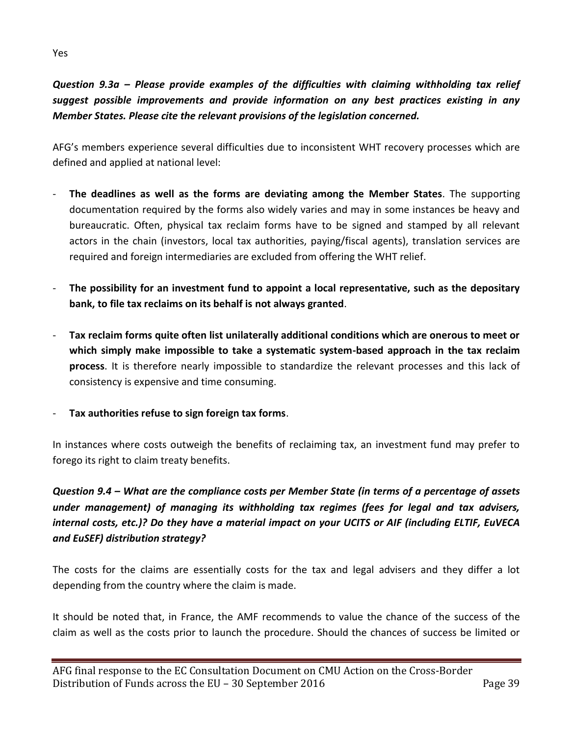Yes

***Question 9.3a – Please provide examples of the difficulties with claiming withholding tax relief suggest possible improvements and provide information on any best practices existing in any Member States. Please cite the relevant provisions of the legislation concerned.***

AFG's members experience several difficulties due to inconsistent WHT recovery processes which are defined and applied at national level:

- **The deadlines as well as the forms are deviating among the Member States**. The supporting documentation required by the forms also widely varies and may in some instances be heavy and bureaucratic. Often, physical tax reclaim forms have to be signed and stamped by all relevant actors in the chain (investors, local tax authorities, paying/fiscal agents), translation services are required and foreign intermediaries are excluded from offering the WHT relief.

- **The possibility for an investment fund to appoint a local representative, such as the depositary bank, to file tax reclaims on its behalf is not always granted**.

- **Tax reclaim forms quite often list unilaterally additional conditions which are onerous to meet or which simply make impossible to take a systematic system-based approach in the tax reclaim process**. It is therefore nearly impossible to standardize the relevant processes and this lack of consistency is expensive and time consuming.

- **Tax authorities refuse to sign foreign tax forms**.

In instances where costs outweigh the benefits of reclaiming tax, an investment fund may prefer to forego its right to claim treaty benefits.

***Question 9.4 – What are the compliance costs per Member State (in terms of a percentage of assets under management) of managing its withholding tax regimes (fees for legal and tax advisers, internal costs, etc.)? Do they have a material impact on your UCITS or AIF (including ELTIF, EuVECA and EuSEF) distribution strategy?***

The costs for the claims are essentially costs for the tax and legal advisers and they differ a lot depending from the country where the claim is made.

It should be noted that, in France, the AMF recommends to value the chance of the success of the claim as well as the costs prior to launch the procedure. Should the chances of success be limited or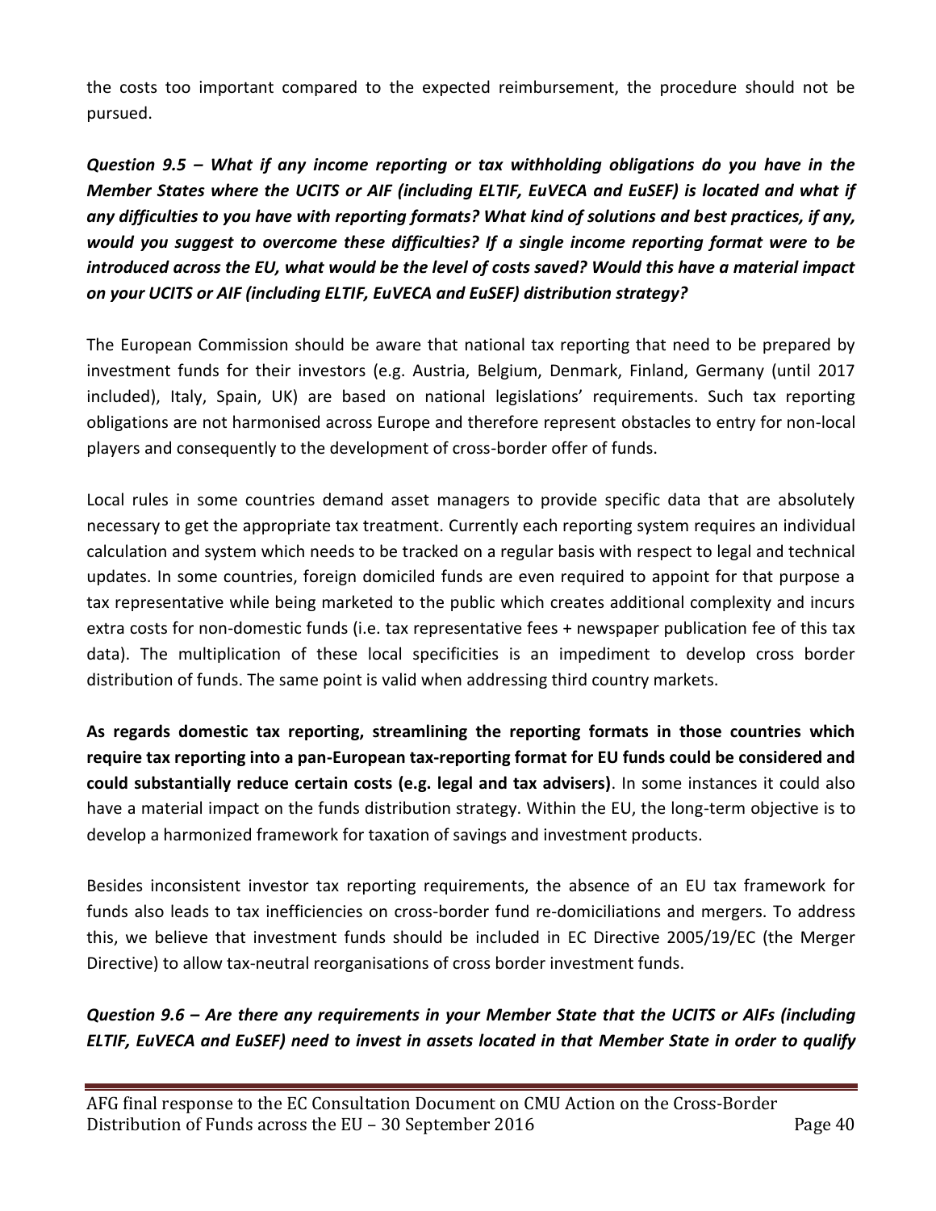the costs too important compared to the expected reimbursement, the procedure should not be pursued.

***Question 9.5 – What if any income reporting or tax withholding obligations do you have in the Member States where the UCITS or AIF (including ELTIF, EuVECA and EuSEF) is located and what if any difficulties to you have with reporting formats? What kind of solutions and best practices, if any, would you suggest to overcome these difficulties? If a single income reporting format were to be introduced across the EU, what would be the level of costs saved? Would this have a material impact on your UCITS or AIF (including ELTIF, EuVECA and EuSEF) distribution strategy?***

The European Commission should be aware that national tax reporting that need to be prepared by investment funds for their investors (e.g. Austria, Belgium, Denmark, Finland, Germany (until 2017 included), Italy, Spain, UK) are based on national legislations' requirements. Such tax reporting obligations are not harmonised across Europe and therefore represent obstacles to entry for non-local players and consequently to the development of cross-border offer of funds.

Local rules in some countries demand asset managers to provide specific data that are absolutely necessary to get the appropriate tax treatment. Currently each reporting system requires an individual calculation and system which needs to be tracked on a regular basis with respect to legal and technical updates. In some countries, foreign domiciled funds are even required to appoint for that purpose a tax representative while being marketed to the public which creates additional complexity and incurs extra costs for non-domestic funds (i.e. tax representative fees + newspaper publication fee of this tax data). The multiplication of these local specificities is an impediment to develop cross border distribution of funds. The same point is valid when addressing third country markets.

**As regards domestic tax reporting, streamlining the reporting formats in those countries which require tax reporting into a pan-European tax-reporting format for EU funds could be considered and could substantially reduce certain costs (e.g. legal and tax advisers)**. In some instances it could also have a material impact on the funds distribution strategy. Within the EU, the long-term objective is to develop a harmonized framework for taxation of savings and investment products.

Besides inconsistent investor tax reporting requirements, the absence of an EU tax framework for funds also leads to tax inefficiencies on cross-border fund re-domiciliations and mergers. To address this, we believe that investment funds should be included in EC Directive 2005/19/EC (the Merger Directive) to allow tax-neutral reorganisations of cross border investment funds.

***Question 9.6 – Are there any requirements in your Member State that the UCITS or AIFs (including ELTIF, EuVECA and EuSEF) need to invest in assets located in that Member State in order to qualify***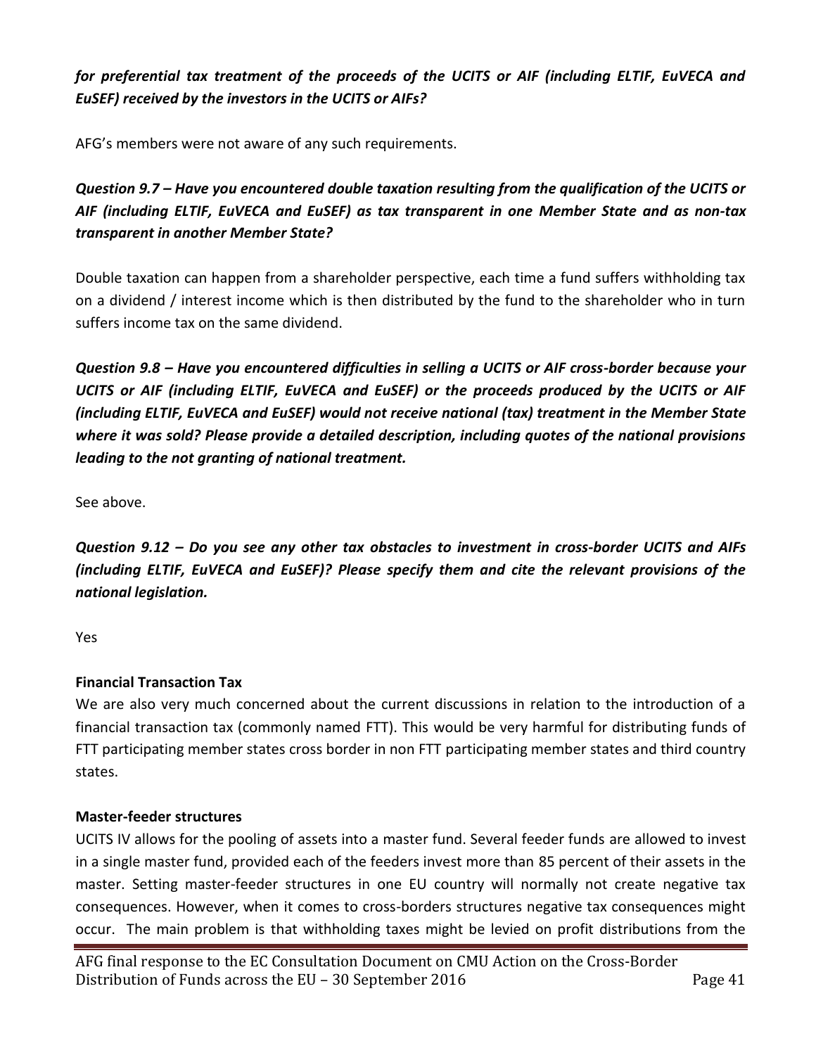***for preferential tax treatment of the proceeds of the UCITS or AIF (including ELTIF, EuVECA and EuSEF) received by the investors in the UCITS or AIFs?***

AFG's members were not aware of any such requirements.

***Question 9.7 – Have you encountered double taxation resulting from the qualification of the UCITS or AIF (including ELTIF, EuVECA and EuSEF) as tax transparent in one Member State and as non-tax transparent in another Member State?***

Double taxation can happen from a shareholder perspective, each time a fund suffers withholding tax on a dividend / interest income which is then distributed by the fund to the shareholder who in turn suffers income tax on the same dividend.

***Question 9.8 – Have you encountered difficulties in selling a UCITS or AIF cross-border because your UCITS or AIF (including ELTIF, EuVECA and EuSEF) or the proceeds produced by the UCITS or AIF (including ELTIF, EuVECA and EuSEF) would not receive national (tax) treatment in the Member State where it was sold? Please provide a detailed description, including quotes of the national provisions leading to the not granting of national treatment.***

See above.

***Question 9.12 – Do you see any other tax obstacles to investment in cross-border UCITS and AIFs (including ELTIF, EuVECA and EuSEF)? Please specify them and cite the relevant provisions of the national legislation.***

Yes

**Financial Transaction Tax**

We are also very much concerned about the current discussions in relation to the introduction of a financial transaction tax (commonly named FTT). This would be very harmful for distributing funds of FTT participating member states cross border in non FTT participating member states and third country states.

**Master-feeder structures**

UCITS IV allows for the pooling of assets into a master fund. Several feeder funds are allowed to invest in a single master fund, provided each of the feeders invest more than 85 percent of their assets in the master. Setting master-feeder structures in one EU country will normally not create negative tax consequences. However, when it comes to cross-borders structures negative tax consequences might occur. The main problem is that withholding taxes might be levied on profit distributions from the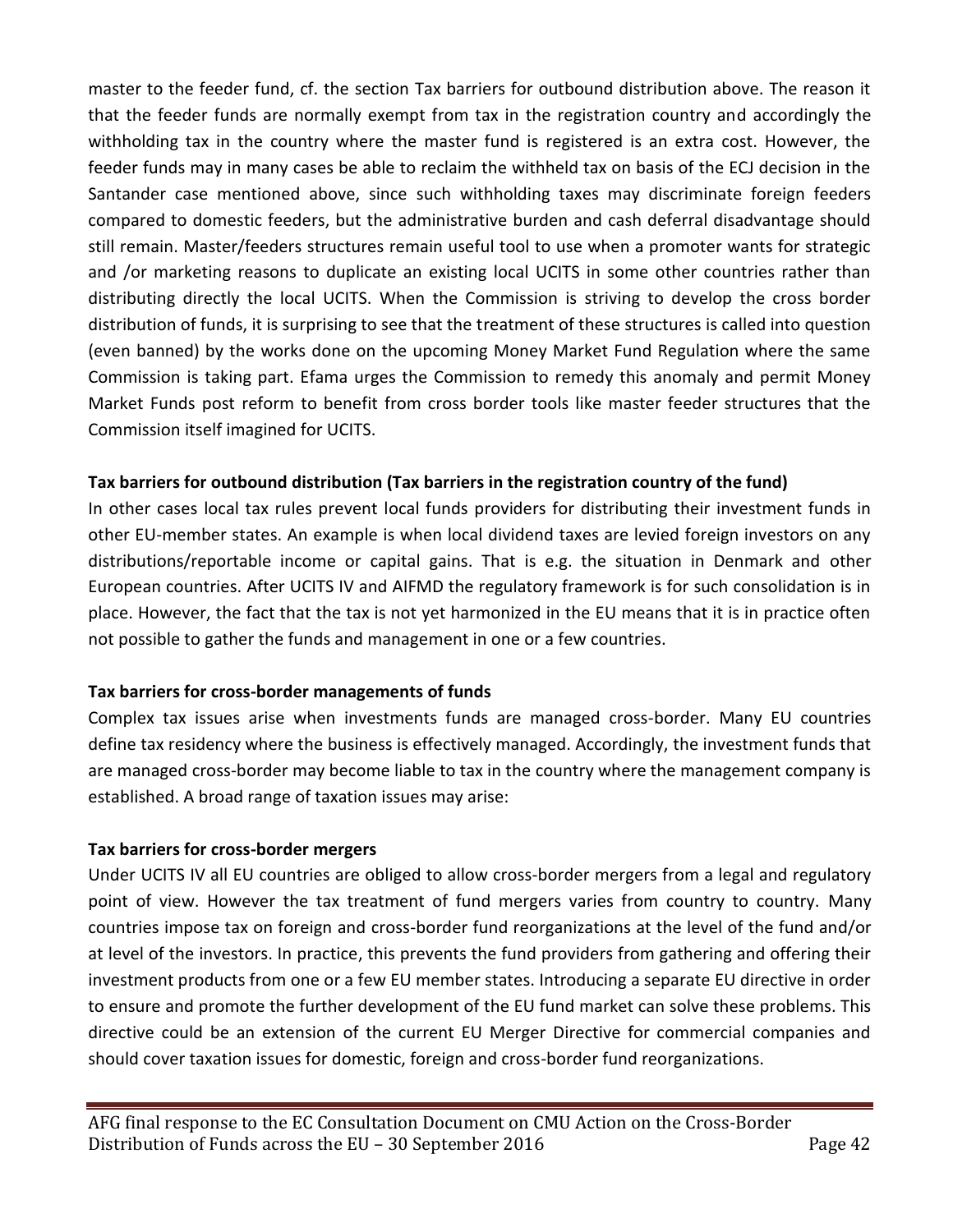master to the feeder fund, cf. the section Tax barriers for outbound distribution above. The reason it that the feeder funds are normally exempt from tax in the registration country and accordingly the withholding tax in the country where the master fund is registered is an extra cost. However, the feeder funds may in many cases be able to reclaim the withheld tax on basis of the ECJ decision in the Santander case mentioned above, since such withholding taxes may discriminate foreign feeders compared to domestic feeders, but the administrative burden and cash deferral disadvantage should still remain. Master/feeders structures remain useful tool to use when a promoter wants for strategic and /or marketing reasons to duplicate an existing local UCITS in some other countries rather than distributing directly the local UCITS. When the Commission is striving to develop the cross border distribution of funds, it is surprising to see that the treatment of these structures is called into question (even banned) by the works done on the upcoming Money Market Fund Regulation where the same Commission is taking part. Efama urges the Commission to remedy this anomaly and permit Money Market Funds post reform to benefit from cross border tools like master feeder structures that the Commission itself imagined for UCITS.

**Tax barriers for outbound distribution (Tax barriers in the registration country of the fund)**

In other cases local tax rules prevent local funds providers for distributing their investment funds in other EU-member states. An example is when local dividend taxes are levied foreign investors on any distributions/reportable income or capital gains. That is e.g. the situation in Denmark and other European countries. After UCITS IV and AIFMD the regulatory framework is for such consolidation is in place. However, the fact that the tax is not yet harmonized in the EU means that it is in practice often not possible to gather the funds and management in one or a few countries.

**Tax barriers for cross-border managements of funds**

Complex tax issues arise when investments funds are managed cross-border. Many EU countries define tax residency where the business is effectively managed. Accordingly, the investment funds that are managed cross-border may become liable to tax in the country where the management company is established. A broad range of taxation issues may arise:

**Tax barriers for cross-border mergers**

Under UCITS IV all EU countries are obliged to allow cross-border mergers from a legal and regulatory point of view. However the tax treatment of fund mergers varies from country to country. Many countries impose tax on foreign and cross-border fund reorganizations at the level of the fund and/or at level of the investors. In practice, this prevents the fund providers from gathering and offering their investment products from one or a few EU member states. Introducing a separate EU directive in order to ensure and promote the further development of the EU fund market can solve these problems. This directive could be an extension of the current EU Merger Directive for commercial companies and should cover taxation issues for domestic, foreign and cross-border fund reorganizations.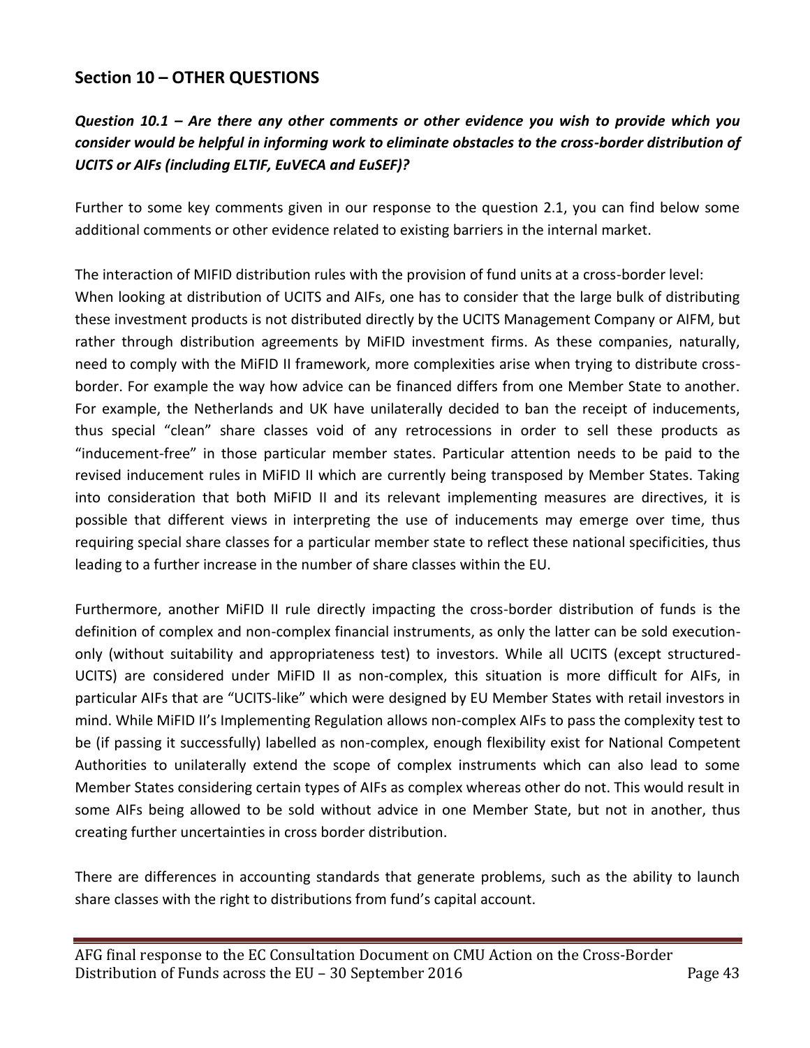## Section 10 – OTHER QUESTIONS

***Question 10.1 – Are there any other comments or other evidence you wish to provide which you consider would be helpful in informing work to eliminate obstacles to the cross-border distribution of UCITS or AIFs (including ELTIF, EuVECA and EuSEF)?***

Further to some key comments given in our response to the question 2.1, you can find below some additional comments or other evidence related to existing barriers in the internal market.

The interaction of MIFID distribution rules with the provision of fund units at a cross-border level:
When looking at distribution of UCITS and AIFs, one has to consider that the large bulk of distributing these investment products is not distributed directly by the UCITS Management Company or AIFM, but rather through distribution agreements by MiFID investment firms. As these companies, naturally, need to comply with the MiFID II framework, more complexities arise when trying to distribute cross-border. For example the way how advice can be financed differs from one Member State to another. For example, the Netherlands and UK have unilaterally decided to ban the receipt of inducements, thus special "clean" share classes void of any retrocessions in order to sell these products as "inducement-free" in those particular member states. Particular attention needs to be paid to the revised inducement rules in MiFID II which are currently being transposed by Member States. Taking into consideration that both MiFID II and its relevant implementing measures are directives, it is possible that different views in interpreting the use of inducements may emerge over time, thus requiring special share classes for a particular member state to reflect these national specificities, thus leading to a further increase in the number of share classes within the EU.

Furthermore, another MiFID II rule directly impacting the cross-border distribution of funds is the definition of complex and non-complex financial instruments, as only the latter can be sold execution-only (without suitability and appropriateness test) to investors. While all UCITS (except structured-UCITS) are considered under MiFID II as non-complex, this situation is more difficult for AIFs, in particular AIFs that are "UCITS-like" which were designed by EU Member States with retail investors in mind. While MiFID II's Implementing Regulation allows non-complex AIFs to pass the complexity test to be (if passing it successfully) labelled as non-complex, enough flexibility exist for National Competent Authorities to unilaterally extend the scope of complex instruments which can also lead to some Member States considering certain types of AIFs as complex whereas other do not. This would result in some AIFs being allowed to be sold without advice in one Member State, but not in another, thus creating further uncertainties in cross border distribution.

There are differences in accounting standards that generate problems, such as the ability to launch share classes with the right to distributions from fund's capital account.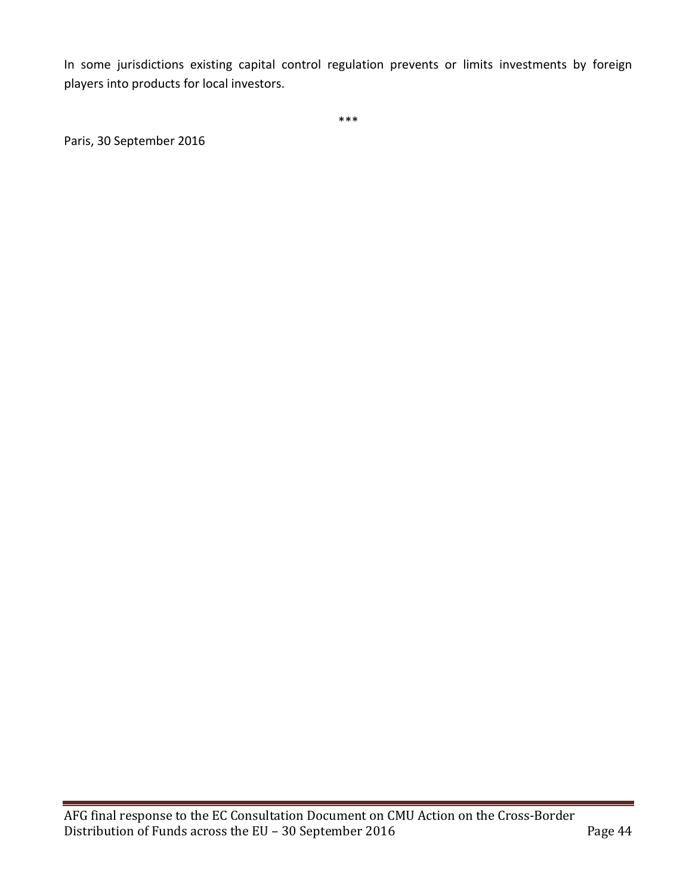In some jurisdictions existing capital control regulation prevents or limits investments by foreign players into products for local investors.

***

Paris, 30 September 2016